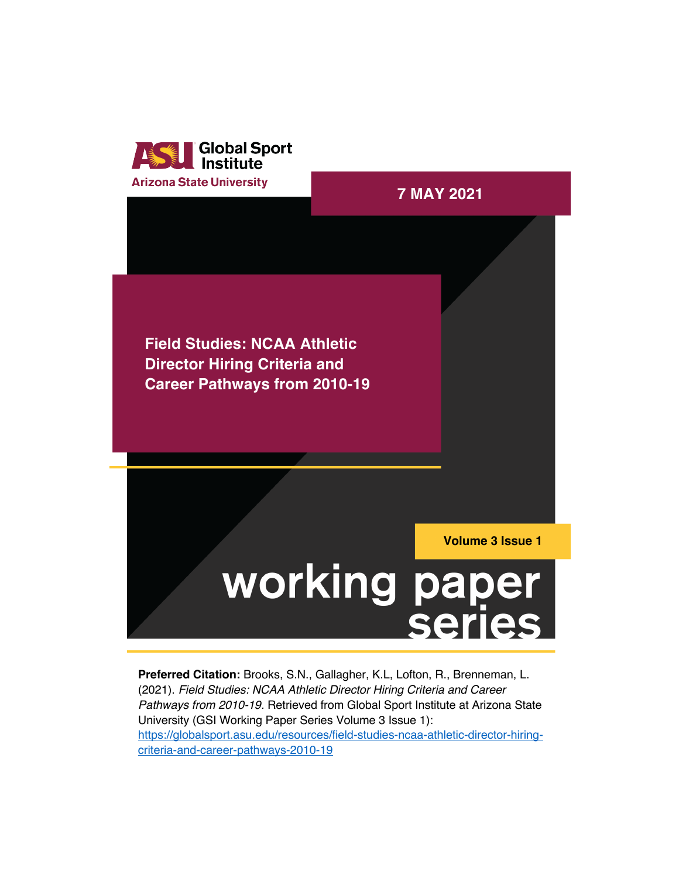ASU Global Sport Institute
Arizona State University

**7 MAY 2021**

# Field Studies: NCAA Athletic Director Hiring Criteria and Career Pathways from 2010-19

**Volume 3 Issue 1**

## working paper series

**Preferred Citation:** Brooks, S.N., Gallagher, K.L, Lofton, R., Brenneman, L. (2021). *Field Studies: NCAA Athletic Director Hiring Criteria and Career Pathways from 2010-19.* Retrieved from Global Sport Institute at Arizona State University (GSI Working Paper Series Volume 3 Issue 1): https://globalsport.asu.edu/resources/field-studies-ncaa-athletic-director-hiring-criteria-and-career-pathways-2010-19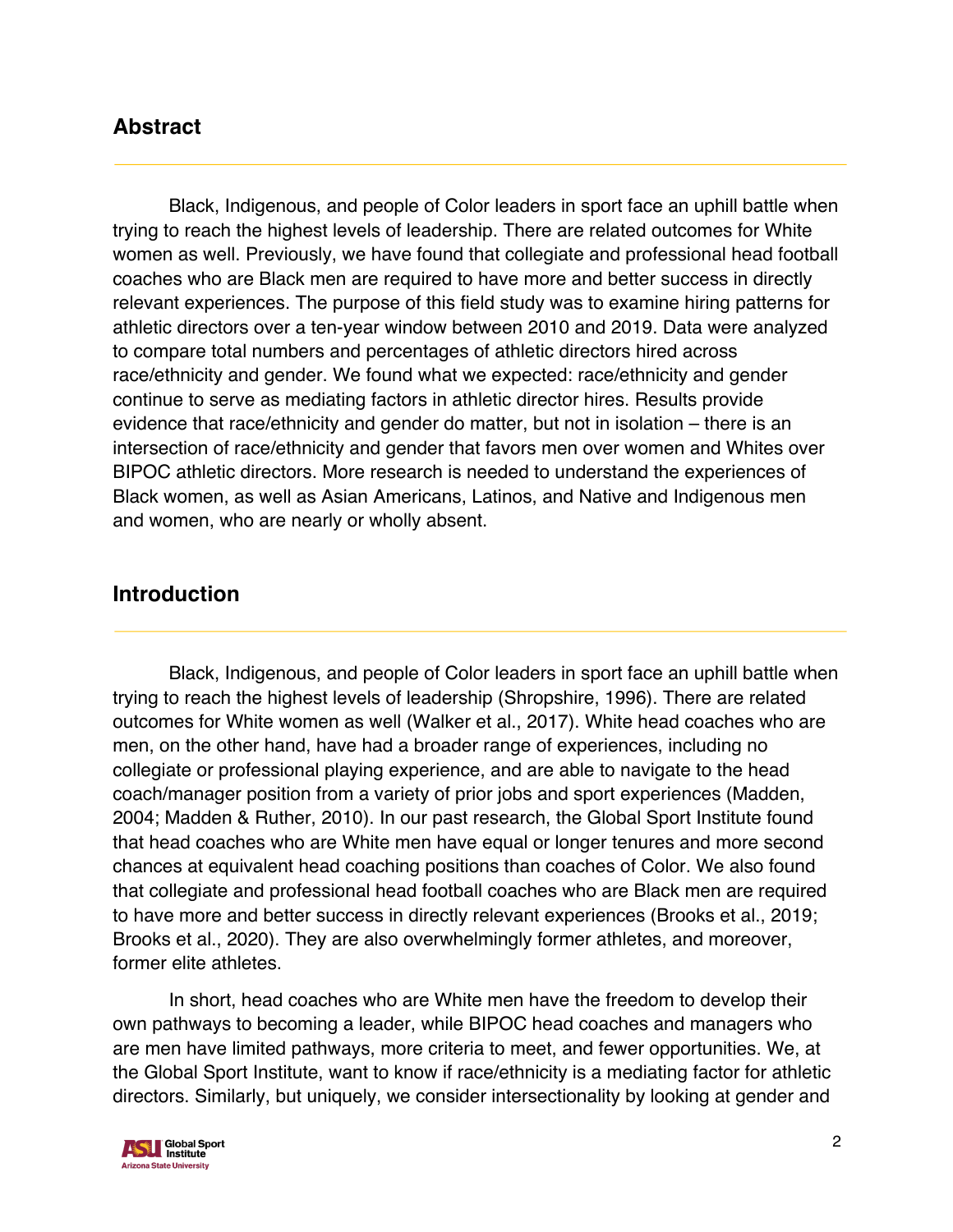## Abstract

Black, Indigenous, and people of Color leaders in sport face an uphill battle when trying to reach the highest levels of leadership. There are related outcomes for White women as well. Previously, we have found that collegiate and professional head football coaches who are Black men are required to have more and better success in directly relevant experiences. The purpose of this field study was to examine hiring patterns for athletic directors over a ten-year window between 2010 and 2019. Data were analyzed to compare total numbers and percentages of athletic directors hired across race/ethnicity and gender. We found what we expected: race/ethnicity and gender continue to serve as mediating factors in athletic director hires. Results provide evidence that race/ethnicity and gender do matter, but not in isolation – there is an intersection of race/ethnicity and gender that favors men over women and Whites over BIPOC athletic directors. More research is needed to understand the experiences of Black women, as well as Asian Americans, Latinos, and Native and Indigenous men and women, who are nearly or wholly absent.

## Introduction

Black, Indigenous, and people of Color leaders in sport face an uphill battle when trying to reach the highest levels of leadership (Shropshire, 1996). There are related outcomes for White women as well (Walker et al., 2017). White head coaches who are men, on the other hand, have had a broader range of experiences, including no collegiate or professional playing experience, and are able to navigate to the head coach/manager position from a variety of prior jobs and sport experiences (Madden, 2004; Madden & Ruther, 2010). In our past research, the Global Sport Institute found that head coaches who are White men have equal or longer tenures and more second chances at equivalent head coaching positions than coaches of Color. We also found that collegiate and professional head football coaches who are Black men are required to have more and better success in directly relevant experiences (Brooks et al., 2019; Brooks et al., 2020). They are also overwhelmingly former athletes, and moreover, former elite athletes.

In short, head coaches who are White men have the freedom to develop their own pathways to becoming a leader, while BIPOC head coaches and managers who are men have limited pathways, more criteria to meet, and fewer opportunities. We, at the Global Sport Institute, want to know if race/ethnicity is a mediating factor for athletic directors. Similarly, but uniquely, we consider intersectionality by looking at gender and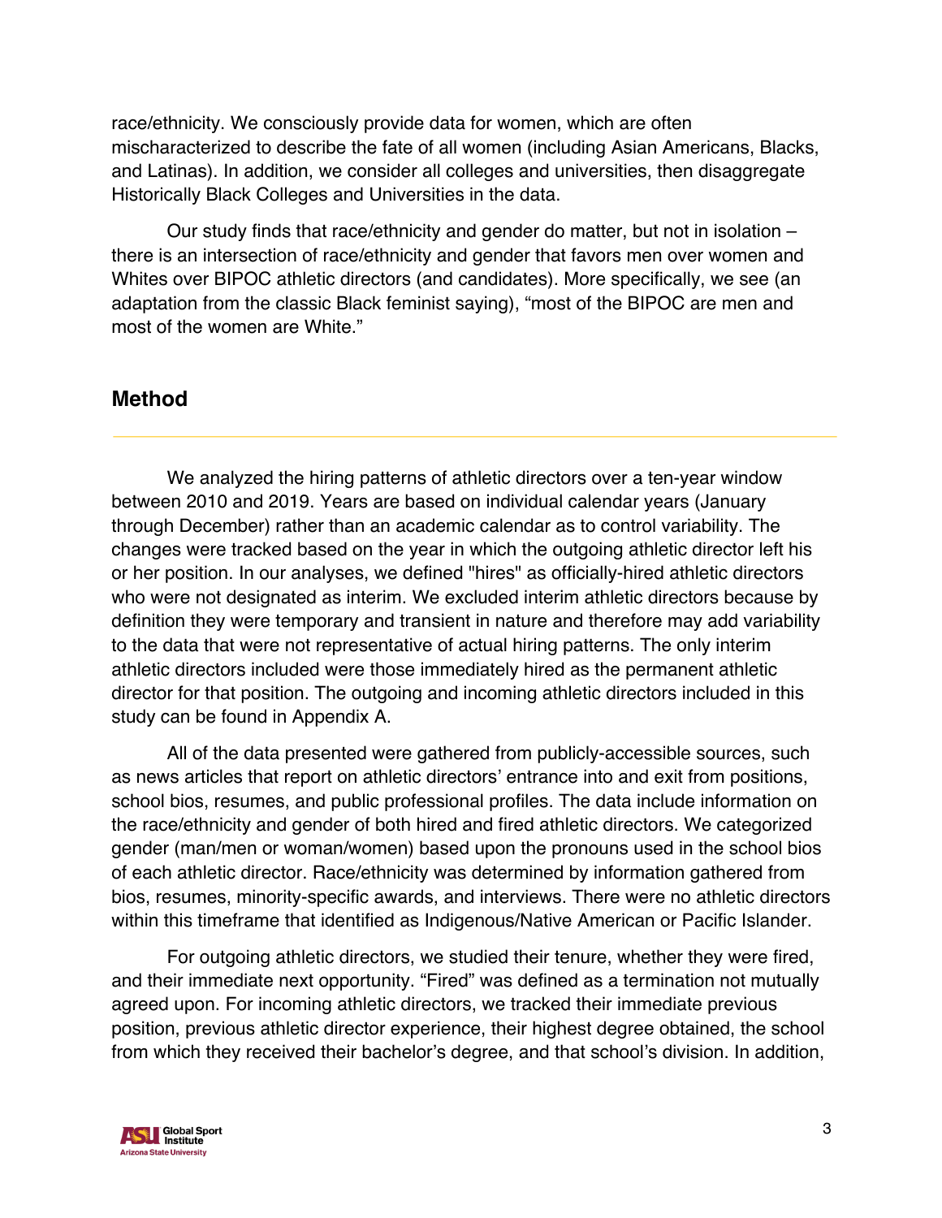race/ethnicity. We consciously provide data for women, which are often mischaracterized to describe the fate of all women (including Asian Americans, Blacks, and Latinas). In addition, we consider all colleges and universities, then disaggregate Historically Black Colleges and Universities in the data.

Our study finds that race/ethnicity and gender do matter, but not in isolation – there is an intersection of race/ethnicity and gender that favors men over women and Whites over BIPOC athletic directors (and candidates). More specifically, we see (an adaptation from the classic Black feminist saying), "most of the BIPOC are men and most of the women are White."

## Method

We analyzed the hiring patterns of athletic directors over a ten-year window between 2010 and 2019. Years are based on individual calendar years (January through December) rather than an academic calendar as to control variability. The changes were tracked based on the year in which the outgoing athletic director left his or her position. In our analyses, we defined "hires" as officially-hired athletic directors who were not designated as interim. We excluded interim athletic directors because by definition they were temporary and transient in nature and therefore may add variability to the data that were not representative of actual hiring patterns. The only interim athletic directors included were those immediately hired as the permanent athletic director for that position. The outgoing and incoming athletic directors included in this study can be found in Appendix A.

All of the data presented were gathered from publicly-accessible sources, such as news articles that report on athletic directors' entrance into and exit from positions, school bios, resumes, and public professional profiles. The data include information on the race/ethnicity and gender of both hired and fired athletic directors. We categorized gender (man/men or woman/women) based upon the pronouns used in the school bios of each athletic director. Race/ethnicity was determined by information gathered from bios, resumes, minority-specific awards, and interviews. There were no athletic directors within this timeframe that identified as Indigenous/Native American or Pacific Islander.

For outgoing athletic directors, we studied their tenure, whether they were fired, and their immediate next opportunity. "Fired" was defined as a termination not mutually agreed upon. For incoming athletic directors, we tracked their immediate previous position, previous athletic director experience, their highest degree obtained, the school from which they received their bachelor's degree, and that school's division. In addition,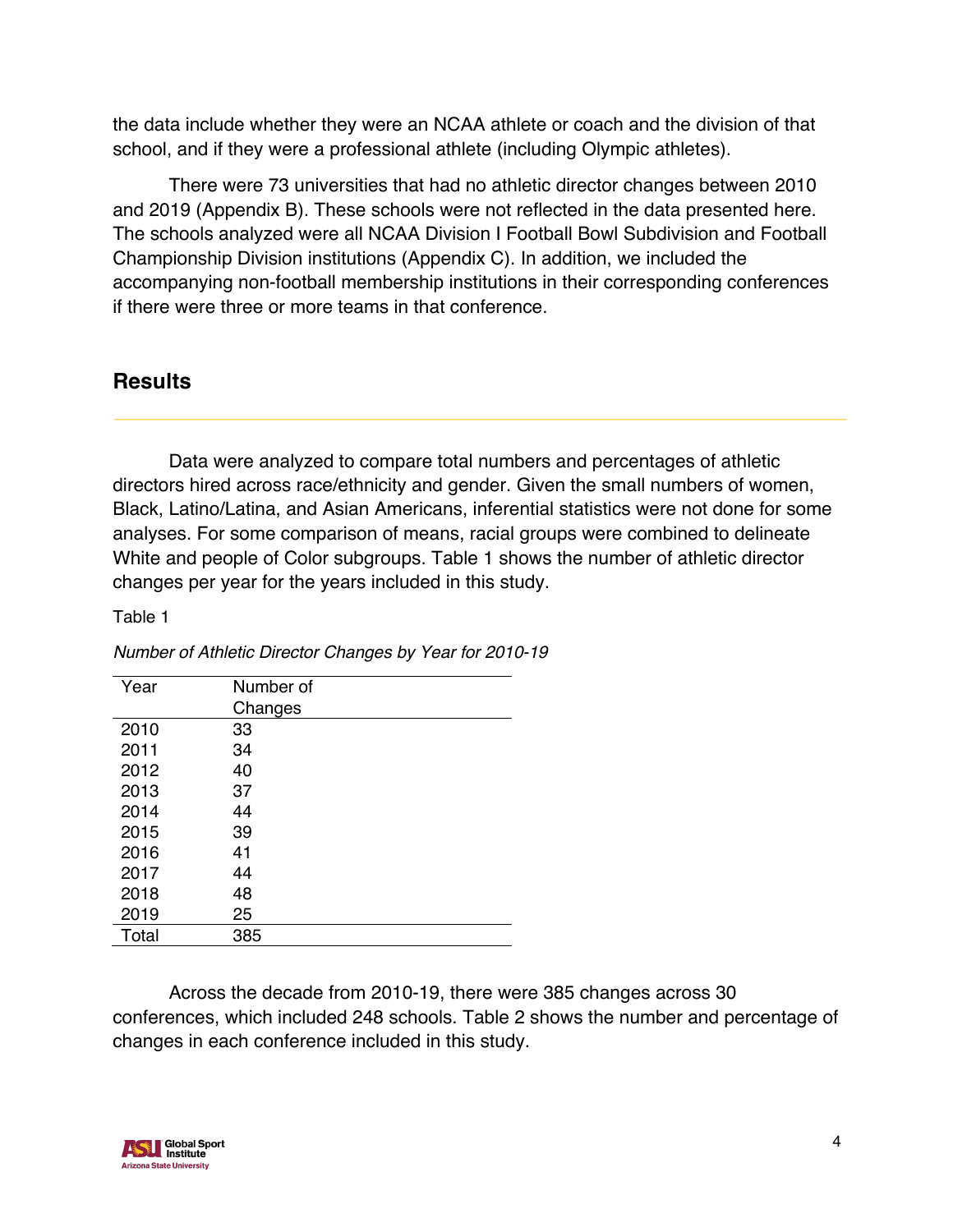the data include whether they were an NCAA athlete or coach and the division of that school, and if they were a professional athlete (including Olympic athletes).

There were 73 universities that had no athletic director changes between 2010 and 2019 (Appendix B). These schools were not reflected in the data presented here. The schools analyzed were all NCAA Division I Football Bowl Subdivision and Football Championship Division institutions (Appendix C). In addition, we included the accompanying non-football membership institutions in their corresponding conferences if there were three or more teams in that conference.

## Results

Data were analyzed to compare total numbers and percentages of athletic directors hired across race/ethnicity and gender. Given the small numbers of women, Black, Latino/Latina, and Asian Americans, inferential statistics were not done for some analyses. For some comparison of means, racial groups were combined to delineate White and people of Color subgroups. Table 1 shows the number of athletic director changes per year for the years included in this study.

Table 1

*Number of Athletic Director Changes by Year for 2010-19*

| Year | Number of Changes |
|---|---|
| 2010 | 33 |
| 2011 | 34 |
| 2012 | 40 |
| 2013 | 37 |
| 2014 | 44 |
| 2015 | 39 |
| 2016 | 41 |
| 2017 | 44 |
| 2018 | 48 |
| 2019 | 25 |
| Total | 385 |

Across the decade from 2010-19, there were 385 changes across 30 conferences, which included 248 schools. Table 2 shows the number and percentage of changes in each conference included in this study.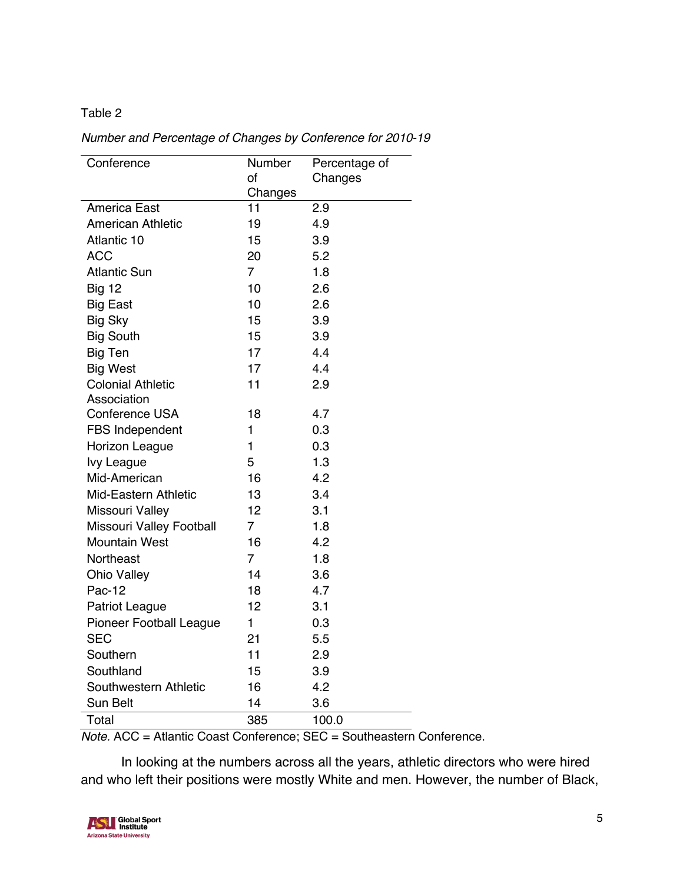Table 2

*Number and Percentage of Changes by Conference for 2010-19*

| Conference | Number of Changes | Percentage of Changes |
|---|---|---|
| America East | 11 | 2.9 |
| American Athletic | 19 | 4.9 |
| Atlantic 10 | 15 | 3.9 |
| ACC | 20 | 5.2 |
| Atlantic Sun | 7 | 1.8 |
| Big 12 | 10 | 2.6 |
| Big East | 10 | 2.6 |
| Big Sky | 15 | 3.9 |
| Big South | 15 | 3.9 |
| Big Ten | 17 | 4.4 |
| Big West | 17 | 4.4 |
| Colonial Athletic Association | 11 | 2.9 |
| Conference USA | 18 | 4.7 |
| FBS Independent | 1 | 0.3 |
| Horizon League | 1 | 0.3 |
| Ivy League | 5 | 1.3 |
| Mid-American | 16 | 4.2 |
| Mid-Eastern Athletic | 13 | 3.4 |
| Missouri Valley | 12 | 3.1 |
| Missouri Valley Football | 7 | 1.8 |
| Mountain West | 16 | 4.2 |
| Northeast | 7 | 1.8 |
| Ohio Valley | 14 | 3.6 |
| Pac-12 | 18 | 4.7 |
| Patriot League | 12 | 3.1 |
| Pioneer Football League | 1 | 0.3 |
| SEC | 21 | 5.5 |
| Southern | 11 | 2.9 |
| Southland | 15 | 3.9 |
| Southwestern Athletic | 16 | 4.2 |
| Sun Belt | 14 | 3.6 |
| Total | 385 | 100.0 |

*Note.* ACC = Atlantic Coast Conference; SEC = Southeastern Conference.

In looking at the numbers across all the years, athletic directors who were hired and who left their positions were mostly White and men. However, the number of Black,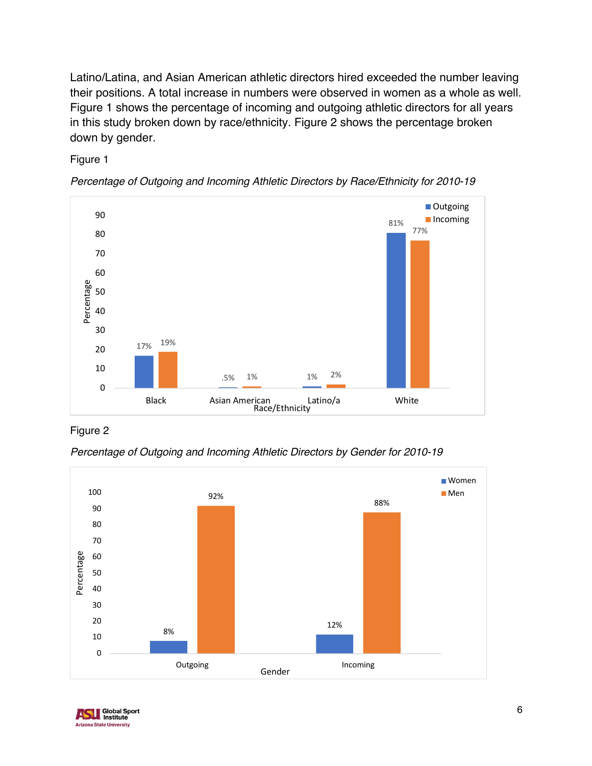Latino/Latina, and Asian American athletic directors hired exceeded the number leaving their positions. A total increase in numbers were observed in women as a whole as well. Figure 1 shows the percentage of incoming and outgoing athletic directors for all years in this study broken down by race/ethnicity. Figure 2 shows the percentage broken down by gender.

Figure 1

*Percentage of Outgoing and Incoming Athletic Directors by Race/Ethnicity for 2010-19*

| Race/Ethnicity | Outgoing | Incoming |
|---|---|---|
| Black | 17% | 19% |
| Asian American | .5% | 1% |
| Latino/a | 1% | 2% |
| White | 81% | 77% |

Figure 2

*Percentage of Outgoing and Incoming Athletic Directors by Gender for 2010-19*

| Gender | Women | Men |
|---|---|---|
| Outgoing | 8% | 92% |
| Incoming | 12% | 88% |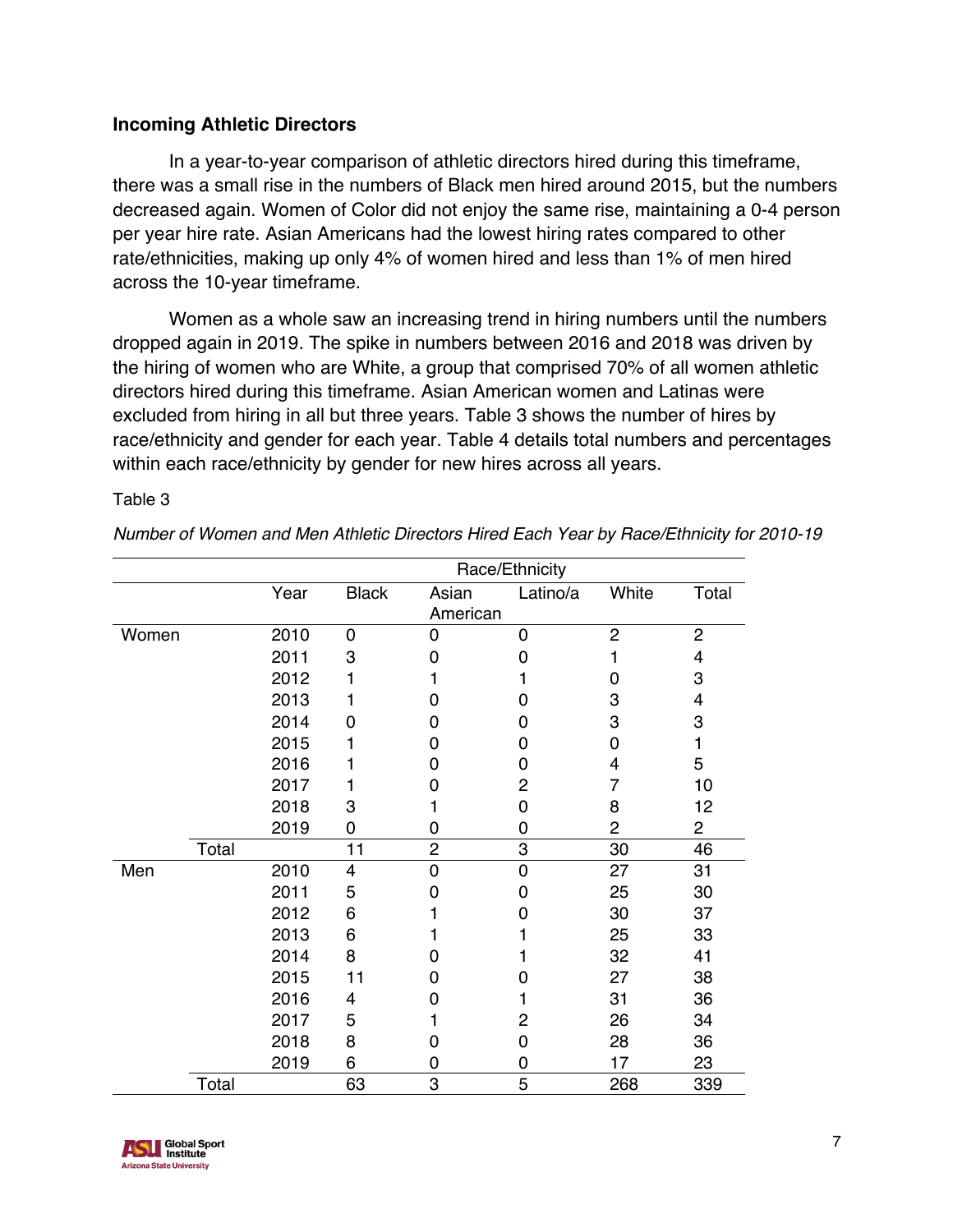### Incoming Athletic Directors

In a year-to-year comparison of athletic directors hired during this timeframe, there was a small rise in the numbers of Black men hired around 2015, but the numbers decreased again. Women of Color did not enjoy the same rise, maintaining a 0-4 person per year hire rate. Asian Americans had the lowest hiring rates compared to other rate/ethnicities, making up only 4% of women hired and less than 1% of men hired across the 10-year timeframe.

Women as a whole saw an increasing trend in hiring numbers until the numbers dropped again in 2019. The spike in numbers between 2016 and 2018 was driven by the hiring of women who are White, a group that comprised 70% of all women athletic directors hired during this timeframe. Asian American women and Latinas were excluded from hiring in all but three years. Table 3 shows the number of hires by race/ethnicity and gender for each year. Table 4 details total numbers and percentages within each race/ethnicity by gender for new hires across all years.

Table 3

*Number of Women and Men Athletic Directors Hired Each Year by Race/Ethnicity for 2010-19*

| | | | Race/Ethnicity | | | | |
|---|---|---|---|---|---|---|---|
| | | Year | Black | Asian American | Latino/a | White | Total |
| Women | | 2010 | 0 | 0 | 0 | 2 | 2 |
| | | 2011 | 3 | 0 | 0 | 1 | 4 |
| | | 2012 | 1 | 1 | 1 | 0 | 3 |
| | | 2013 | 1 | 0 | 0 | 3 | 4 |
| | | 2014 | 0 | 0 | 0 | 3 | 3 |
| | | 2015 | 1 | 0 | 0 | 0 | 1 |
| | | 2016 | 1 | 0 | 0 | 4 | 5 |
| | | 2017 | 1 | 0 | 2 | 7 | 10 |
| | | 2018 | 3 | 1 | 0 | 8 | 12 |
| | | 2019 | 0 | 0 | 0 | 2 | 2 |
| | Total | | 11 | 2 | 3 | 30 | 46 |
| Men | | 2010 | 4 | 0 | 0 | 27 | 31 |
| | | 2011 | 5 | 0 | 0 | 25 | 30 |
| | | 2012 | 6 | 1 | 0 | 30 | 37 |
| | | 2013 | 6 | 1 | 1 | 25 | 33 |
| | | 2014 | 8 | 0 | 1 | 32 | 41 |
| | | 2015 | 11 | 0 | 0 | 27 | 38 |
| | | 2016 | 4 | 0 | 1 | 31 | 36 |
| | | 2017 | 5 | 1 | 2 | 26 | 34 |
| | | 2018 | 8 | 0 | 0 | 28 | 36 |
| | | 2019 | 6 | 0 | 0 | 17 | 23 |
| | Total | | 63 | 3 | 5 | 268 | 339 |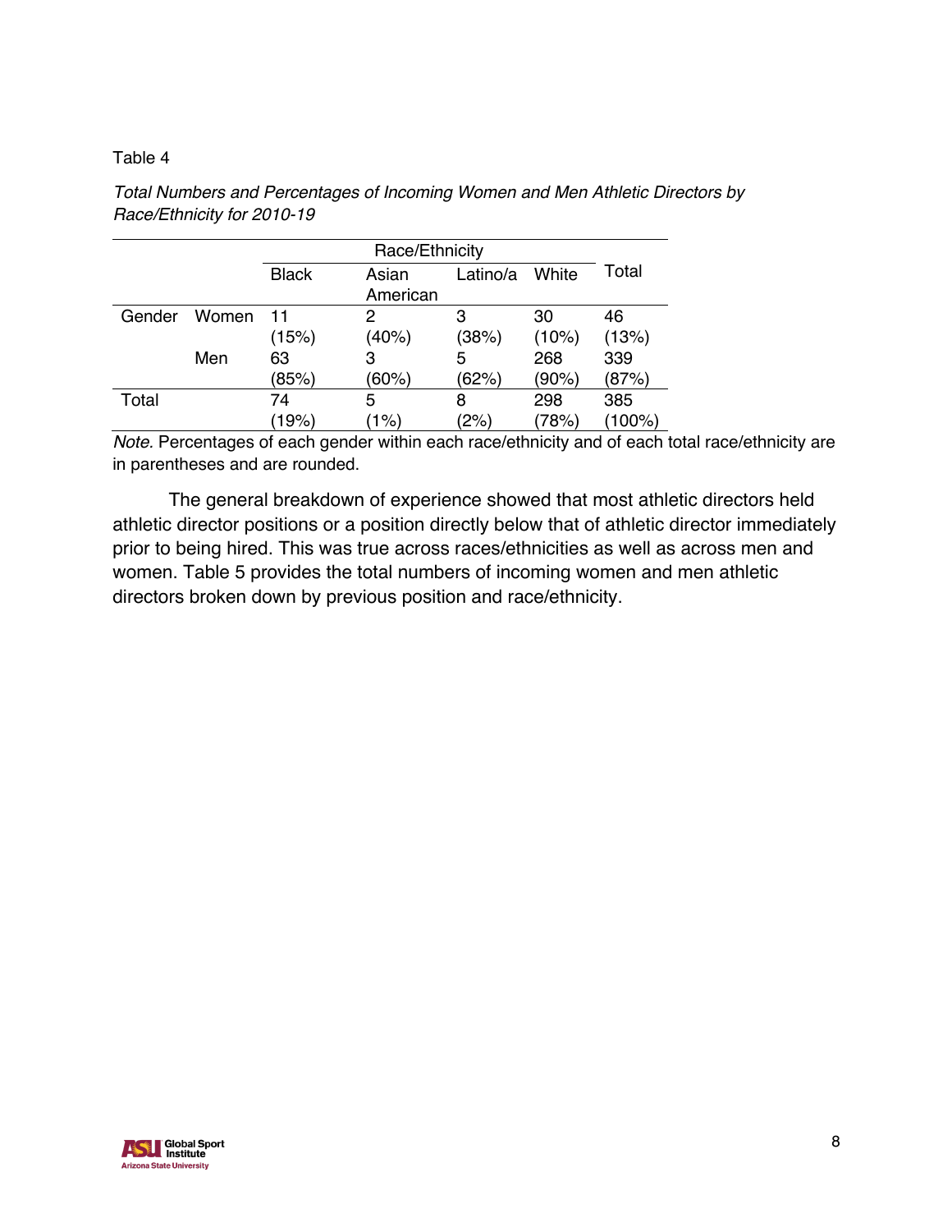Table 4

*Total Numbers and Percentages of Incoming Women and Men Athletic Directors by Race/Ethnicity for 2010-19*

| | | Race/Ethnicity | | | | |
|---|---|---|---|---|---|---|
| | | Black | Asian American | Latino/a | White | Total |
| Gender | Women | 11 (15%) | 2 (40%) | 3 (38%) | 30 (10%) | 46 (13%) |
| | Men | 63 (85%) | 3 (60%) | 5 (62%) | 268 (90%) | 339 (87%) |
| Total | | 74 (19%) | 5 (1%) | 8 (2%) | 298 (78%) | 385 (100%) |

*Note.* Percentages of each gender within each race/ethnicity and of each total race/ethnicity are in parentheses and are rounded.

The general breakdown of experience showed that most athletic directors held athletic director positions or a position directly below that of athletic director immediately prior to being hired. This was true across races/ethnicities as well as across men and women. Table 5 provides the total numbers of incoming women and men athletic directors broken down by previous position and race/ethnicity.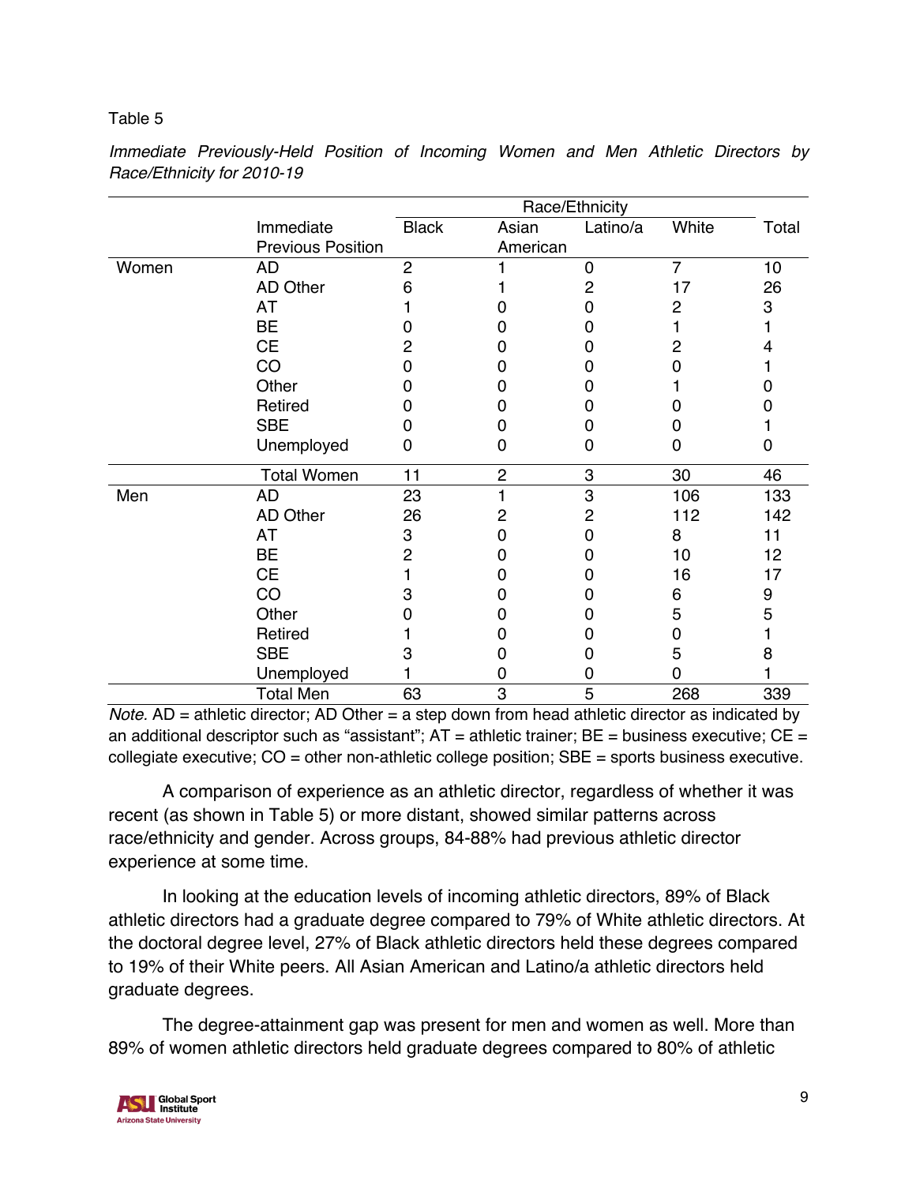Table 5

*Immediate Previously-Held Position of Incoming Women and Men Athletic Directors by Race/Ethnicity for 2010-19*

| | Immediate Previous Position | Race/Ethnicity | | | | Total |
|---|---|---|---|---|---|---|
| | | Black | Asian American | Latino/a | White | |
| Women | AD | 2 | 1 | 0 | 7 | 10 |
| | AD Other | 6 | 1 | 2 | 17 | 26 |
| | AT | 1 | 0 | 0 | 2 | 3 |
| | BE | 0 | 0 | 0 | 1 | 1 |
| | CE | 2 | 0 | 0 | 2 | 4 |
| | CO | 0 | 0 | 0 | 0 | 1 |
| | Other | 0 | 0 | 0 | 1 | 0 |
| | Retired | 0 | 0 | 0 | 0 | 0 |
| | SBE | 0 | 0 | 0 | 0 | 1 |
| | Unemployed | 0 | 0 | 0 | 0 | 0 |
| | Total Women | 11 | 2 | 3 | 30 | 46 |
| Men | AD | 23 | 1 | 3 | 106 | 133 |
| | AD Other | 26 | 2 | 2 | 112 | 142 |
| | AT | 3 | 0 | 0 | 8 | 11 |
| | BE | 2 | 0 | 0 | 10 | 12 |
| | CE | 1 | 0 | 0 | 16 | 17 |
| | CO | 3 | 0 | 0 | 6 | 9 |
| | Other | 0 | 0 | 0 | 5 | 5 |
| | Retired | 1 | 0 | 0 | 0 | 1 |
| | SBE | 3 | 0 | 0 | 5 | 8 |
| | Unemployed | 1 | 0 | 0 | 0 | 1 |
| | Total Men | 63 | 3 | 5 | 268 | 339 |

*Note.* AD = athletic director; AD Other = a step down from head athletic director as indicated by an additional descriptor such as "assistant"; AT = athletic trainer; BE = business executive; CE = collegiate executive; CO = other non-athletic college position; SBE = sports business executive.

A comparison of experience as an athletic director, regardless of whether it was recent (as shown in Table 5) or more distant, showed similar patterns across race/ethnicity and gender. Across groups, 84-88% had previous athletic director experience at some time.

In looking at the education levels of incoming athletic directors, 89% of Black athletic directors had a graduate degree compared to 79% of White athletic directors. At the doctoral degree level, 27% of Black athletic directors held these degrees compared to 19% of their White peers. All Asian American and Latino/a athletic directors held graduate degrees.

The degree-attainment gap was present for men and women as well. More than 89% of women athletic directors held graduate degrees compared to 80% of athletic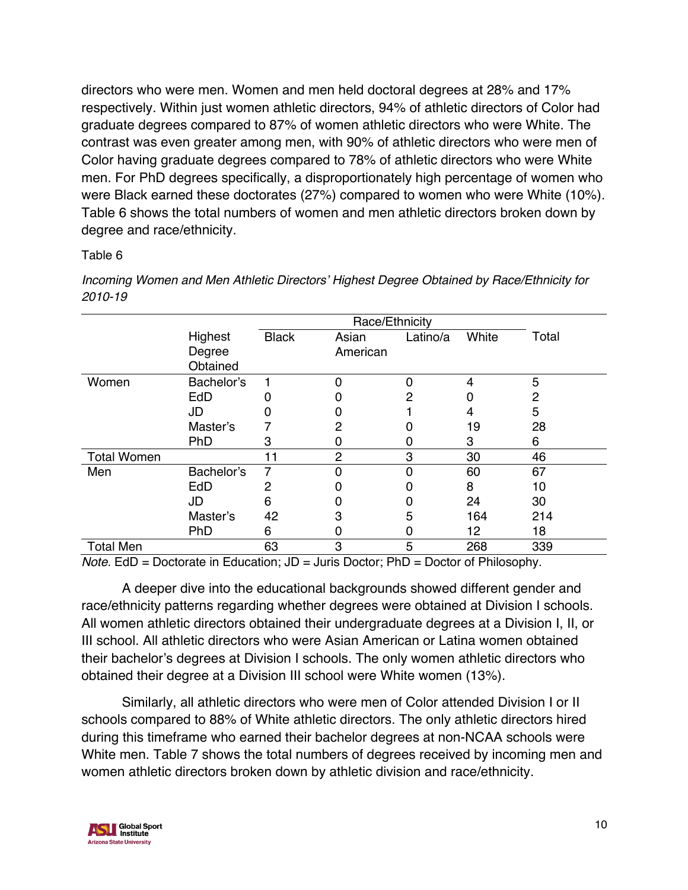directors who were men. Women and men held doctoral degrees at 28% and 17% respectively. Within just women athletic directors, 94% of athletic directors of Color had graduate degrees compared to 87% of women athletic directors who were White. The contrast was even greater among men, with 90% of athletic directors who were men of Color having graduate degrees compared to 78% of athletic directors who were White men. For PhD degrees specifically, a disproportionately high percentage of women who were Black earned these doctorates (27%) compared to women who were White (10%). Table 6 shows the total numbers of women and men athletic directors broken down by degree and race/ethnicity.

Table 6

*Incoming Women and Men Athletic Directors' Highest Degree Obtained by Race/Ethnicity for 2010-19*

| | | Race/Ethnicity | | | | |
|---|---|---|---|---|---|---|
| | Highest Degree Obtained | Black | Asian American | Latino/a | White | Total |
| Women | Bachelor's | 1 | 0 | 0 | 4 | 5 |
| | EdD | 0 | 0 | 2 | 0 | 2 |
| | JD | 0 | 0 | 1 | 4 | 5 |
| | Master's | 7 | 2 | 0 | 19 | 28 |
| | PhD | 3 | 0 | 0 | 3 | 6 |
| Total Women | | 11 | 2 | 3 | 30 | 46 |
| Men | Bachelor's | 7 | 0 | 0 | 60 | 67 |
| | EdD | 2 | 0 | 0 | 8 | 10 |
| | JD | 6 | 0 | 0 | 24 | 30 |
| | Master's | 42 | 3 | 5 | 164 | 214 |
| | PhD | 6 | 0 | 0 | 12 | 18 |
| Total Men | | 63 | 3 | 5 | 268 | 339 |

*Note.* EdD = Doctorate in Education; JD = Juris Doctor; PhD = Doctor of Philosophy.

A deeper dive into the educational backgrounds showed different gender and race/ethnicity patterns regarding whether degrees were obtained at Division I schools. All women athletic directors obtained their undergraduate degrees at a Division I, II, or III school. All athletic directors who were Asian American or Latina women obtained their bachelor's degrees at Division I schools. The only women athletic directors who obtained their degree at a Division III school were White women (13%).

Similarly, all athletic directors who were men of Color attended Division I or II schools compared to 88% of White athletic directors. The only athletic directors hired during this timeframe who earned their bachelor degrees at non-NCAA schools were White men. Table 7 shows the total numbers of degrees received by incoming men and women athletic directors broken down by athletic division and race/ethnicity.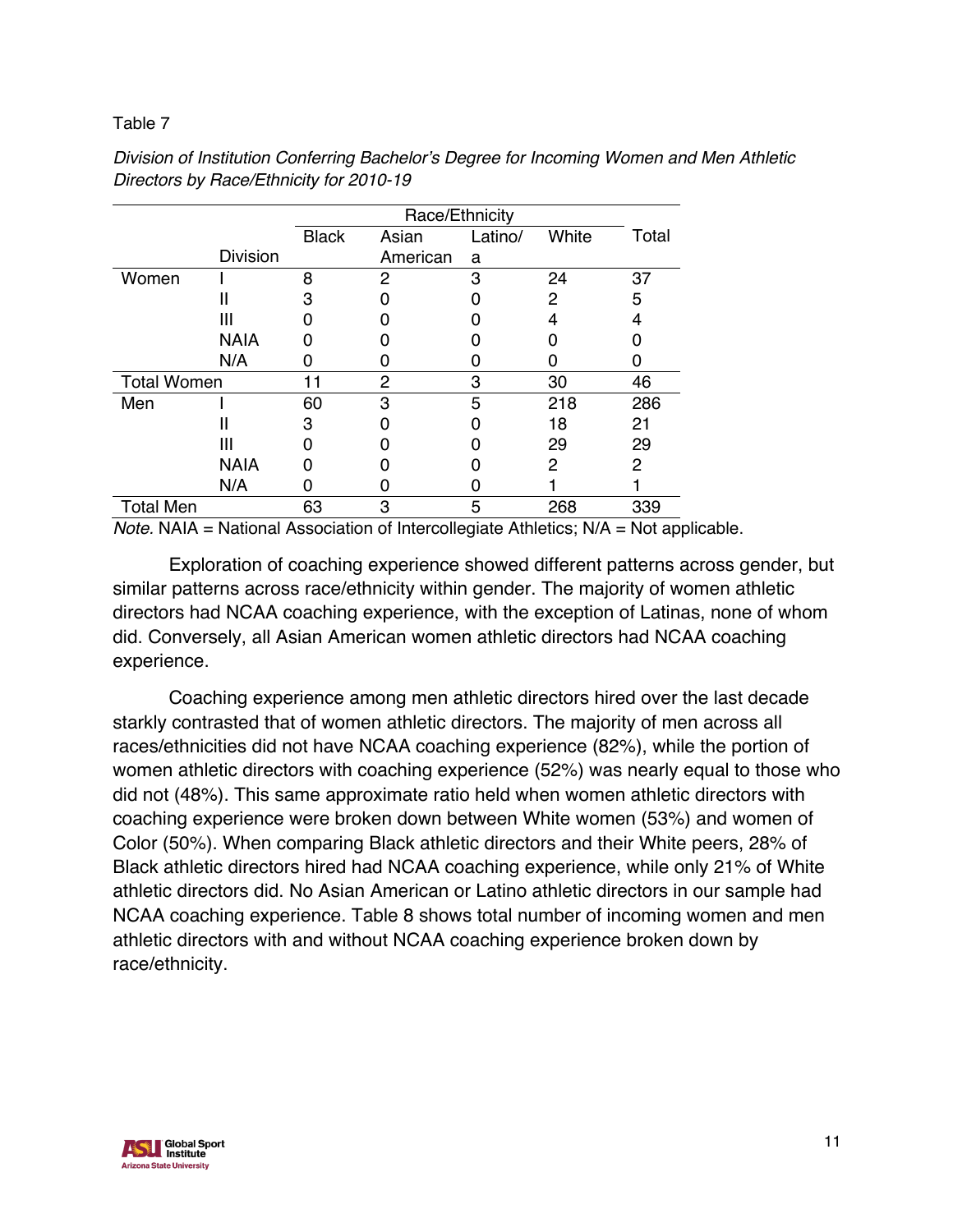Table 7

*Division of Institution Conferring Bachelor's Degree for Incoming Women and Men Athletic Directors by Race/Ethnicity for 2010-19*

| | | Race/Ethnicity | | | | |
|---|---|---|---|---|---|---|
| | Division | Black | Asian American | Latino/a | White | Total |
| Women | I | 8 | 2 | 3 | 24 | 37 |
| | II | 3 | 0 | 0 | 2 | 5 |
| | III | 0 | 0 | 0 | 4 | 4 |
| | NAIA | 0 | 0 | 0 | 0 | 0 |
| | N/A | 0 | 0 | 0 | 0 | 0 |
| Total Women | | 11 | 2 | 3 | 30 | 46 |
| Men | I | 60 | 3 | 5 | 218 | 286 |
| | II | 3 | 0 | 0 | 18 | 21 |
| | III | 0 | 0 | 0 | 29 | 29 |
| | NAIA | 0 | 0 | 0 | 2 | 2 |
| | N/A | 0 | 0 | 0 | 1 | 1 |
| Total Men | | 63 | 3 | 5 | 268 | 339 |

*Note.* NAIA = National Association of Intercollegiate Athletics; N/A = Not applicable.

Exploration of coaching experience showed different patterns across gender, but similar patterns across race/ethnicity within gender. The majority of women athletic directors had NCAA coaching experience, with the exception of Latinas, none of whom did. Conversely, all Asian American women athletic directors had NCAA coaching experience.

Coaching experience among men athletic directors hired over the last decade starkly contrasted that of women athletic directors. The majority of men across all races/ethnicities did not have NCAA coaching experience (82%), while the portion of women athletic directors with coaching experience (52%) was nearly equal to those who did not (48%). This same approximate ratio held when women athletic directors with coaching experience were broken down between White women (53%) and women of Color (50%). When comparing Black athletic directors and their White peers, 28% of Black athletic directors hired had NCAA coaching experience, while only 21% of White athletic directors did. No Asian American or Latino athletic directors in our sample had NCAA coaching experience. Table 8 shows total number of incoming women and men athletic directors with and without NCAA coaching experience broken down by race/ethnicity.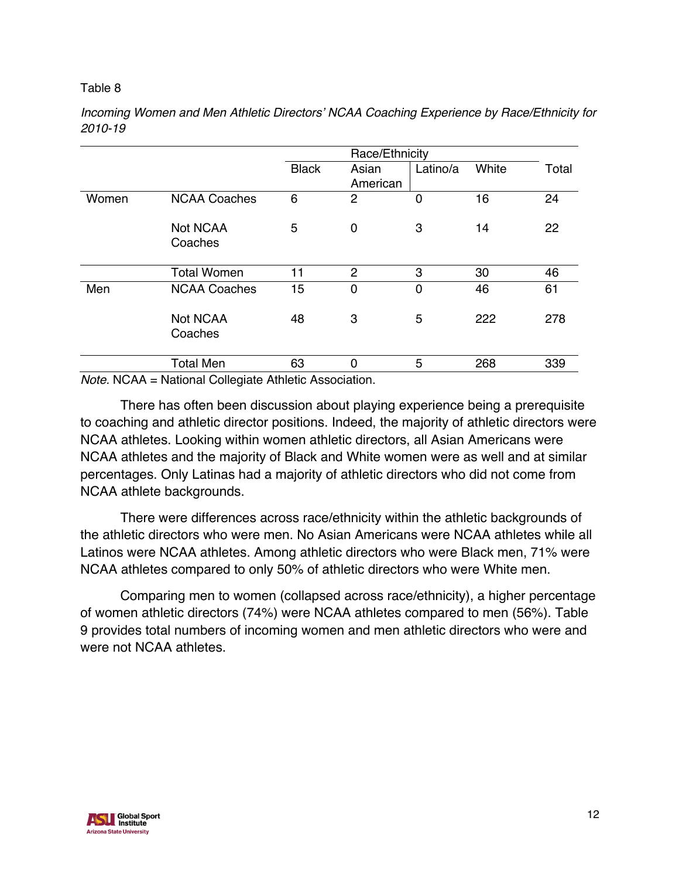Table 8

*Incoming Women and Men Athletic Directors' NCAA Coaching Experience by Race/Ethnicity for 2010-19*

| | | Race/Ethnicity | | | | |
|---|---|---|---|---|---|---|
| | | Black | Asian American | Latino/a | White | Total |
| Women | NCAA Coaches | 6 | 2 | 0 | 16 | 24 |
| | Not NCAA Coaches | 5 | 0 | 3 | 14 | 22 |
| | Total Women | 11 | 2 | 3 | 30 | 46 |
| Men | NCAA Coaches | 15 | 0 | 0 | 46 | 61 |
| | Not NCAA Coaches | 48 | 3 | 5 | 222 | 278 |
| | Total Men | 63 | 0 | 5 | 268 | 339 |

*Note.* NCAA = National Collegiate Athletic Association.

There has often been discussion about playing experience being a prerequisite to coaching and athletic director positions. Indeed, the majority of athletic directors were NCAA athletes. Looking within women athletic directors, all Asian Americans were NCAA athletes and the majority of Black and White women were as well and at similar percentages. Only Latinas had a majority of athletic directors who did not come from NCAA athlete backgrounds.

There were differences across race/ethnicity within the athletic backgrounds of the athletic directors who were men. No Asian Americans were NCAA athletes while all Latinos were NCAA athletes. Among athletic directors who were Black men, 71% were NCAA athletes compared to only 50% of athletic directors who were White men.

Comparing men to women (collapsed across race/ethnicity), a higher percentage of women athletic directors (74%) were NCAA athletes compared to men (56%). Table 9 provides total numbers of incoming women and men athletic directors who were and were not NCAA athletes.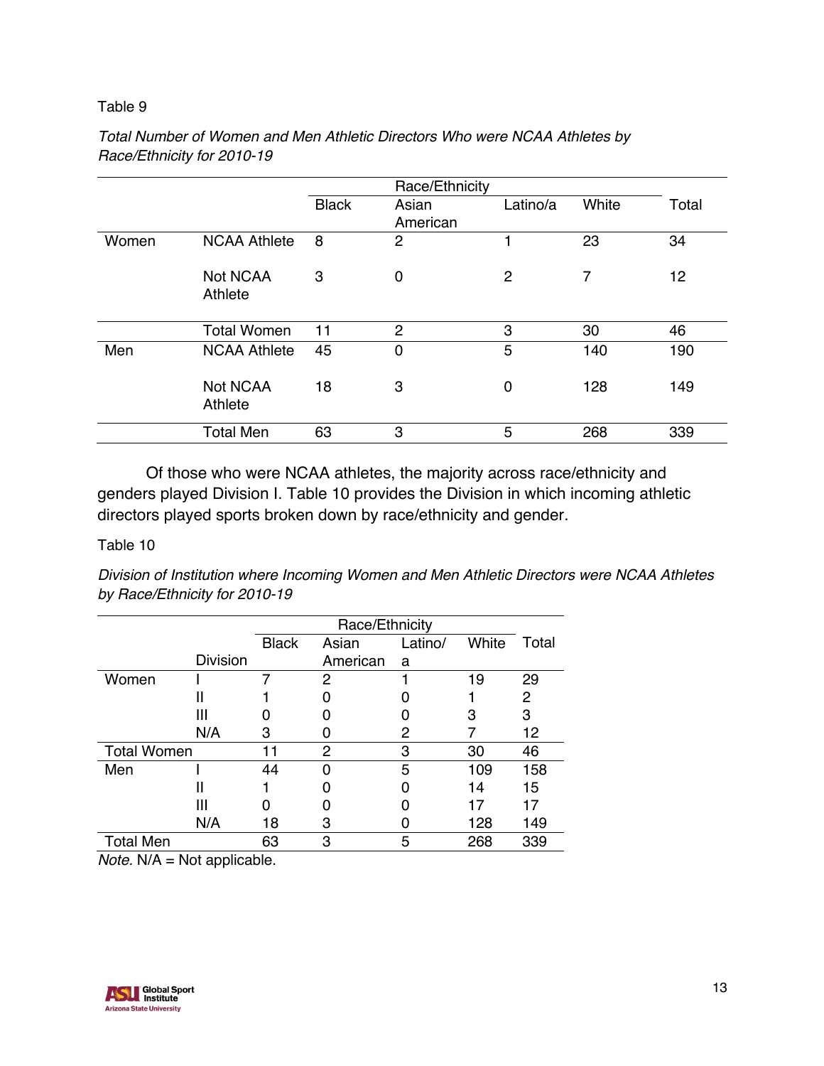Table 9

*Total Number of Women and Men Athletic Directors Who were NCAA Athletes by Race/Ethnicity for 2010-19*

| | | Race/Ethnicity | | | | |
|---|---|---|---|---|---|---|
| | | Black | Asian American | Latino/a | White | Total |
| Women | NCAA Athlete | 8 | 2 | 1 | 23 | 34 |
| | Not NCAA Athlete | 3 | 0 | 2 | 7 | 12 |
| | Total Women | 11 | 2 | 3 | 30 | 46 |
| Men | NCAA Athlete | 45 | 0 | 5 | 140 | 190 |
| | Not NCAA Athlete | 18 | 3 | 0 | 128 | 149 |
| | Total Men | 63 | 3 | 5 | 268 | 339 |

Of those who were NCAA athletes, the majority across race/ethnicity and genders played Division I. Table 10 provides the Division in which incoming athletic directors played sports broken down by race/ethnicity and gender.

Table 10

*Division of Institution where Incoming Women and Men Athletic Directors were NCAA Athletes by Race/Ethnicity for 2010-19*

| | | Race/Ethnicity | | | | |
|---|---|---|---|---|---|---|
| | Division | Black | Asian American | Latino/a | White | Total |
| Women | I | 7 | 2 | 1 | 19 | 29 |
| | II | 1 | 0 | 0 | 1 | 2 |
| | III | 0 | 0 | 0 | 3 | 3 |
| | N/A | 3 | 0 | 2 | 7 | 12 |
| Total Women | | 11 | 2 | 3 | 30 | 46 |
| Men | I | 44 | 0 | 5 | 109 | 158 |
| | II | 1 | 0 | 0 | 14 | 15 |
| | III | 0 | 0 | 0 | 17 | 17 |
| | N/A | 18 | 3 | 0 | 128 | 149 |
| Total Men | | 63 | 3 | 5 | 268 | 339 |

*Note.* N/A = Not applicable.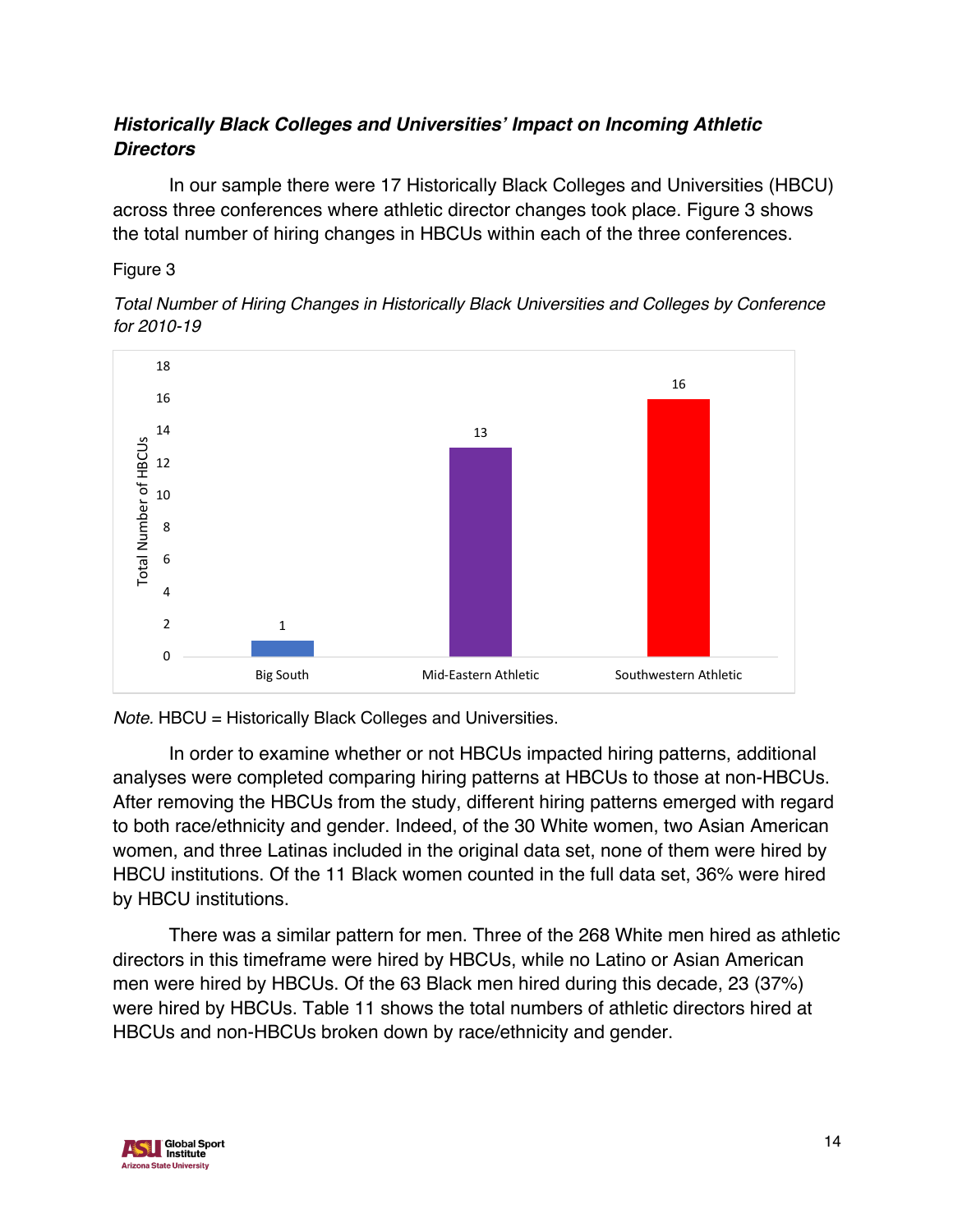### *Historically Black Colleges and Universities' Impact on Incoming Athletic Directors*

In our sample there were 17 Historically Black Colleges and Universities (HBCU) across three conferences where athletic director changes took place. Figure 3 shows the total number of hiring changes in HBCUs within each of the three conferences.

Figure 3

*Total Number of Hiring Changes in Historically Black Universities and Colleges by Conference for 2010-19*

| Conference | Total Number of HBCUs |
|---|---|
| Big South | 1 |
| Mid-Eastern Athletic | 13 |
| Southwestern Athletic | 16 |

*Note.* HBCU = Historically Black Colleges and Universities.

In order to examine whether or not HBCUs impacted hiring patterns, additional analyses were completed comparing hiring patterns at HBCUs to those at non-HBCUs. After removing the HBCUs from the study, different hiring patterns emerged with regard to both race/ethnicity and gender. Indeed, of the 30 White women, two Asian American women, and three Latinas included in the original data set, none of them were hired by HBCU institutions. Of the 11 Black women counted in the full data set, 36% were hired by HBCU institutions.

There was a similar pattern for men. Three of the 268 White men hired as athletic directors in this timeframe were hired by HBCUs, while no Latino or Asian American men were hired by HBCUs. Of the 63 Black men hired during this decade, 23 (37%) were hired by HBCUs. Table 11 shows the total numbers of athletic directors hired at HBCUs and non-HBCUs broken down by race/ethnicity and gender.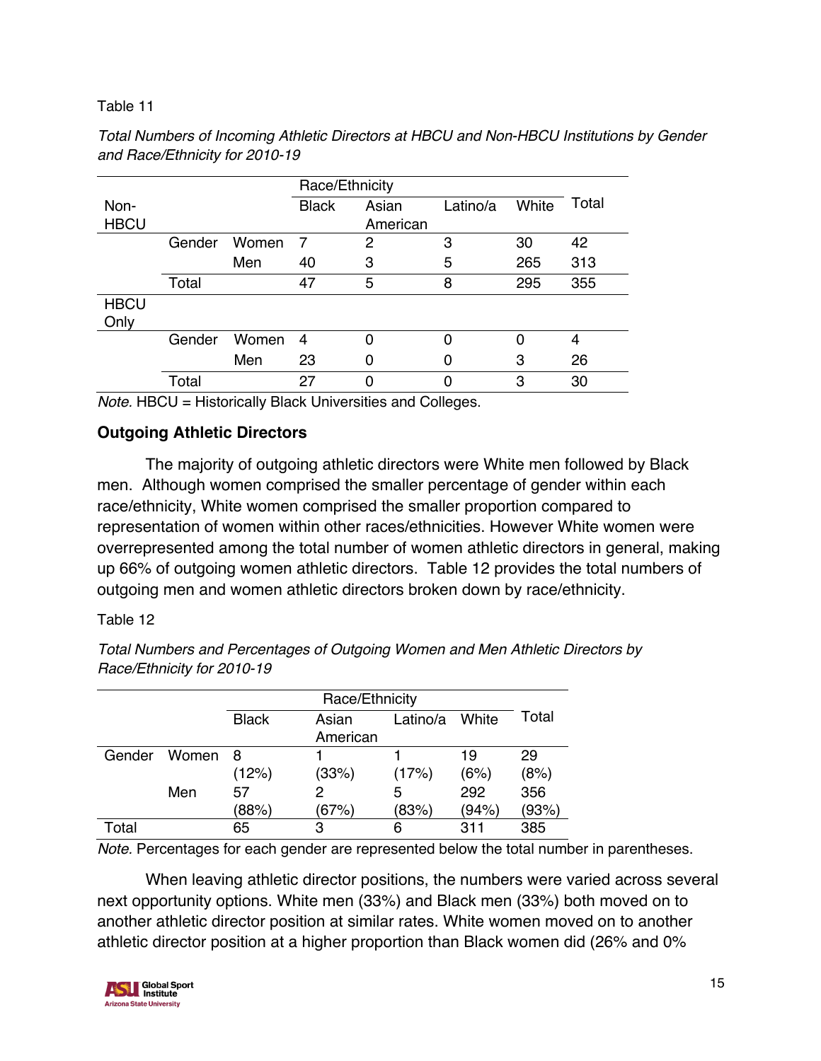Table 11

*Total Numbers of Incoming Athletic Directors at HBCU and Non-HBCU Institutions by Gender and Race/Ethnicity for 2010-19*

| | | | Race/Ethnicity | | | | |
|---|---|---|---|---|---|---|---|
| Non-HBCU | | | Black | Asian American | Latino/a | White | Total |
| | Gender | Women | 7 | 2 | 3 | 30 | 42 |
| | | Men | 40 | 3 | 5 | 265 | 313 |
| | Total | | 47 | 5 | 8 | 295 | 355 |
| HBCU Only | | | | | | | |
| | Gender | Women | 4 | 0 | 0 | 0 | 4 |
| | | Men | 23 | 0 | 0 | 3 | 26 |
| | Total | | 27 | 0 | 0 | 3 | 30 |

*Note.* HBCU = Historically Black Universities and Colleges.

### Outgoing Athletic Directors

The majority of outgoing athletic directors were White men followed by Black men. Although women comprised the smaller percentage of gender within each race/ethnicity, White women comprised the smaller proportion compared to representation of women within other races/ethnicities. However White women were overrepresented among the total number of women athletic directors in general, making up 66% of outgoing women athletic directors. Table 12 provides the total numbers of outgoing men and women athletic directors broken down by race/ethnicity.

Table 12

*Total Numbers and Percentages of Outgoing Women and Men Athletic Directors by Race/Ethnicity for 2010-19*

| | | Race/Ethnicity | | | | |
|---|---|---|---|---|---|---|
| | | Black | Asian American | Latino/a | White | Total |
| Gender | Women | 8 (12%) | 1 (33%) | 1 (17%) | 19 (6%) | 29 (8%) |
| | Men | 57 (88%) | 2 (67%) | 5 (83%) | 292 (94%) | 356 (93%) |
| Total | | 65 | 3 | 6 | 311 | 385 |

*Note.* Percentages for each gender are represented below the total number in parentheses.

When leaving athletic director positions, the numbers were varied across several next opportunity options. White men (33%) and Black men (33%) both moved on to another athletic director position at similar rates. White women moved on to another athletic director position at a higher proportion than Black women did (26% and 0%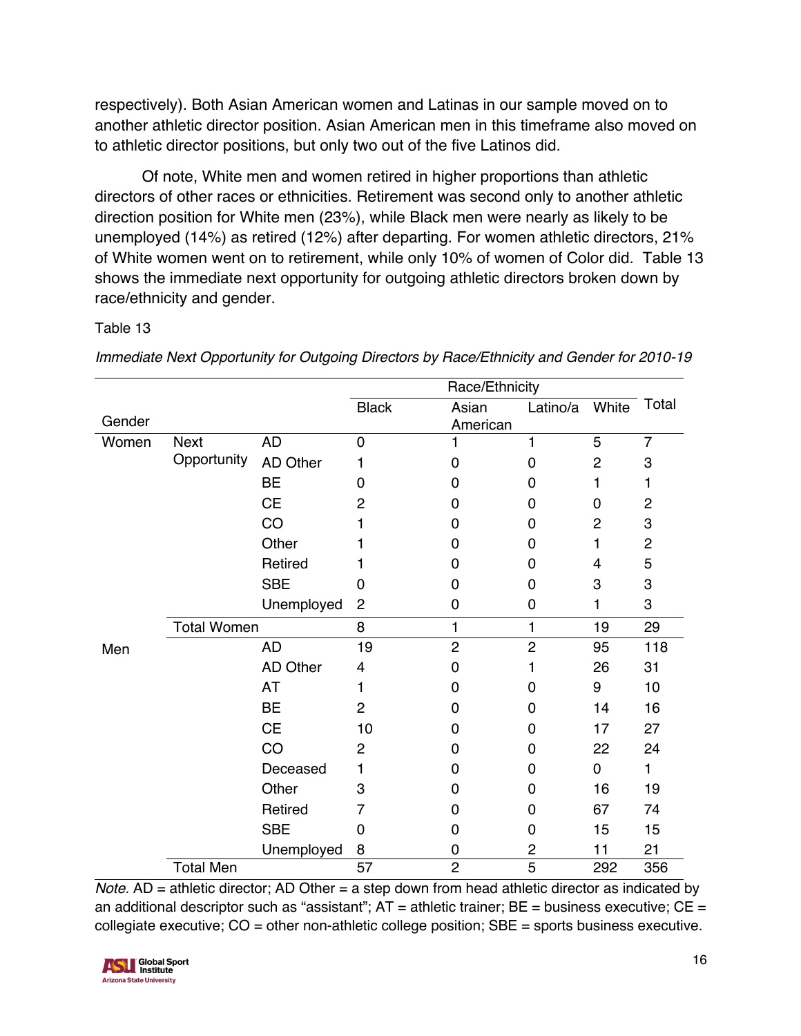respectively). Both Asian American women and Latinas in our sample moved on to another athletic director position. Asian American men in this timeframe also moved on to athletic director positions, but only two out of the five Latinos did.

Of note, White men and women retired in higher proportions than athletic directors of other races or ethnicities. Retirement was second only to another athletic direction position for White men (23%), while Black men were nearly as likely to be unemployed (14%) as retired (12%) after departing. For women athletic directors, 21% of White women went on to retirement, while only 10% of women of Color did. Table 13 shows the immediate next opportunity for outgoing athletic directors broken down by race/ethnicity and gender.

Table 13

*Immediate Next Opportunity for Outgoing Directors by Race/Ethnicity and Gender for 2010-19*

| Gender | | | Race/Ethnicity | | | | |
|---|---|---|---|---|---|---|---|
| | | | Black | Asian American | Latino/a | White | Total |
| Women | Next Opportunity | AD | 0 | 1 | 1 | 5 | 7 |
| | | AD Other | 1 | 0 | 0 | 2 | 3 |
| | | BE | 0 | 0 | 0 | 1 | 1 |
| | | CE | 2 | 0 | 0 | 0 | 2 |
| | | CO | 1 | 0 | 0 | 2 | 3 |
| | | Other | 1 | 0 | 0 | 1 | 2 |
| | | Retired | 1 | 0 | 0 | 4 | 5 |
| | | SBE | 0 | 0 | 0 | 3 | 3 |
| | | Unemployed | 2 | 0 | 0 | 1 | 3 |
| | Total Women | | 8 | 1 | 1 | 19 | 29 |
| Men | | AD | 19 | 2 | 2 | 95 | 118 |
| | | AD Other | 4 | 0 | 1 | 26 | 31 |
| | | AT | 1 | 0 | 0 | 9 | 10 |
| | | BE | 2 | 0 | 0 | 14 | 16 |
| | | CE | 10 | 0 | 0 | 17 | 27 |
| | | CO | 2 | 0 | 0 | 22 | 24 |
| | | Deceased | 1 | 0 | 0 | 0 | 1 |
| | | Other | 3 | 0 | 0 | 16 | 19 |
| | | Retired | 7 | 0 | 0 | 67 | 74 |
| | | SBE | 0 | 0 | 0 | 15 | 15 |
| | | Unemployed | 8 | 0 | 2 | 11 | 21 |
| | Total Men | | 57 | 2 | 5 | 292 | 356 |

*Note.* AD = athletic director; AD Other = a step down from head athletic director as indicated by an additional descriptor such as "assistant"; AT = athletic trainer; BE = business executive; CE = collegiate executive; CO = other non-athletic college position; SBE = sports business executive.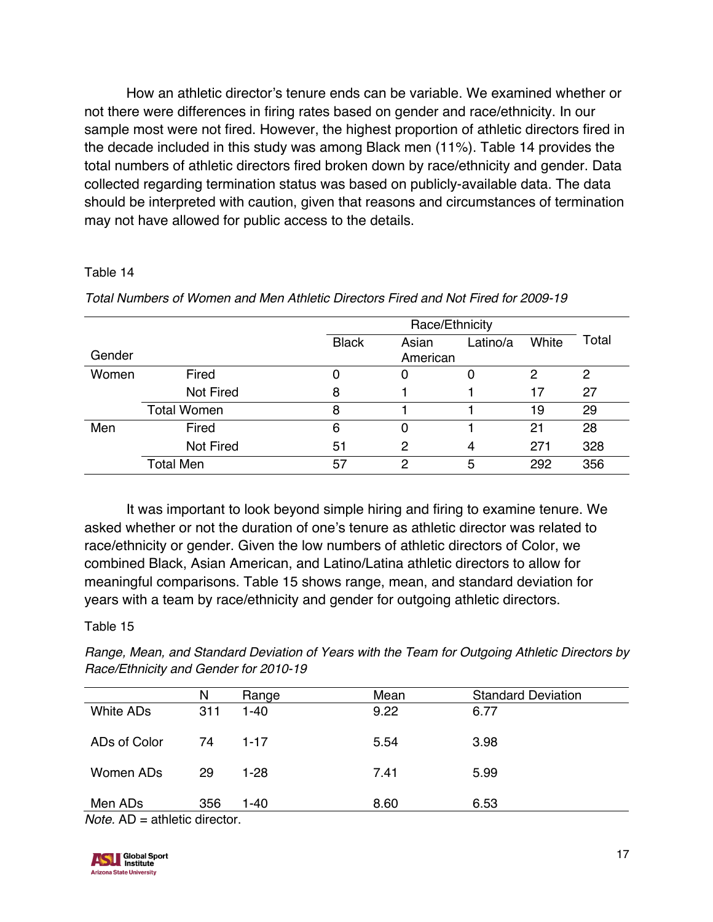How an athletic director's tenure ends can be variable. We examined whether or not there were differences in firing rates based on gender and race/ethnicity. In our sample most were not fired. However, the highest proportion of athletic directors fired in the decade included in this study was among Black men (11%). Table 14 provides the total numbers of athletic directors fired broken down by race/ethnicity and gender. Data collected regarding termination status was based on publicly-available data. The data should be interpreted with caution, given that reasons and circumstances of termination may not have allowed for public access to the details.

Table 14

*Total Numbers of Women and Men Athletic Directors Fired and Not Fired for 2009-19*

| | | Race/Ethnicity | | | | |
|---|---|---|---|---|---|---|
| Gender | | Black | Asian American | Latino/a | White | Total |
| Women | Fired | 0 | 0 | 0 | 2 | 2 |
| | Not Fired | 8 | 1 | 1 | 17 | 27 |
| | Total Women | 8 | 1 | 1 | 19 | 29 |
| Men | Fired | 6 | 0 | 1 | 21 | 28 |
| | Not Fired | 51 | 2 | 4 | 271 | 328 |
| | Total Men | 57 | 2 | 5 | 292 | 356 |

It was important to look beyond simple hiring and firing to examine tenure. We asked whether or not the duration of one's tenure as athletic director was related to race/ethnicity or gender. Given the low numbers of athletic directors of Color, we combined Black, Asian American, and Latino/Latina athletic directors to allow for meaningful comparisons. Table 15 shows range, mean, and standard deviation for years with a team by race/ethnicity and gender for outgoing athletic directors.

Table 15

*Range, Mean, and Standard Deviation of Years with the Team for Outgoing Athletic Directors by Race/Ethnicity and Gender for 2010-19*

| | N | Range | Mean | Standard Deviation |
|---|---|---|---|---|
| White ADs | 311 | 1-40 | 9.22 | 6.77 |
| ADs of Color | 74 | 1-17 | 5.54 | 3.98 |
| Women ADs | 29 | 1-28 | 7.41 | 5.99 |
| Men ADs | 356 | 1-40 | 8.60 | 6.53 |

*Note.* AD = athletic director.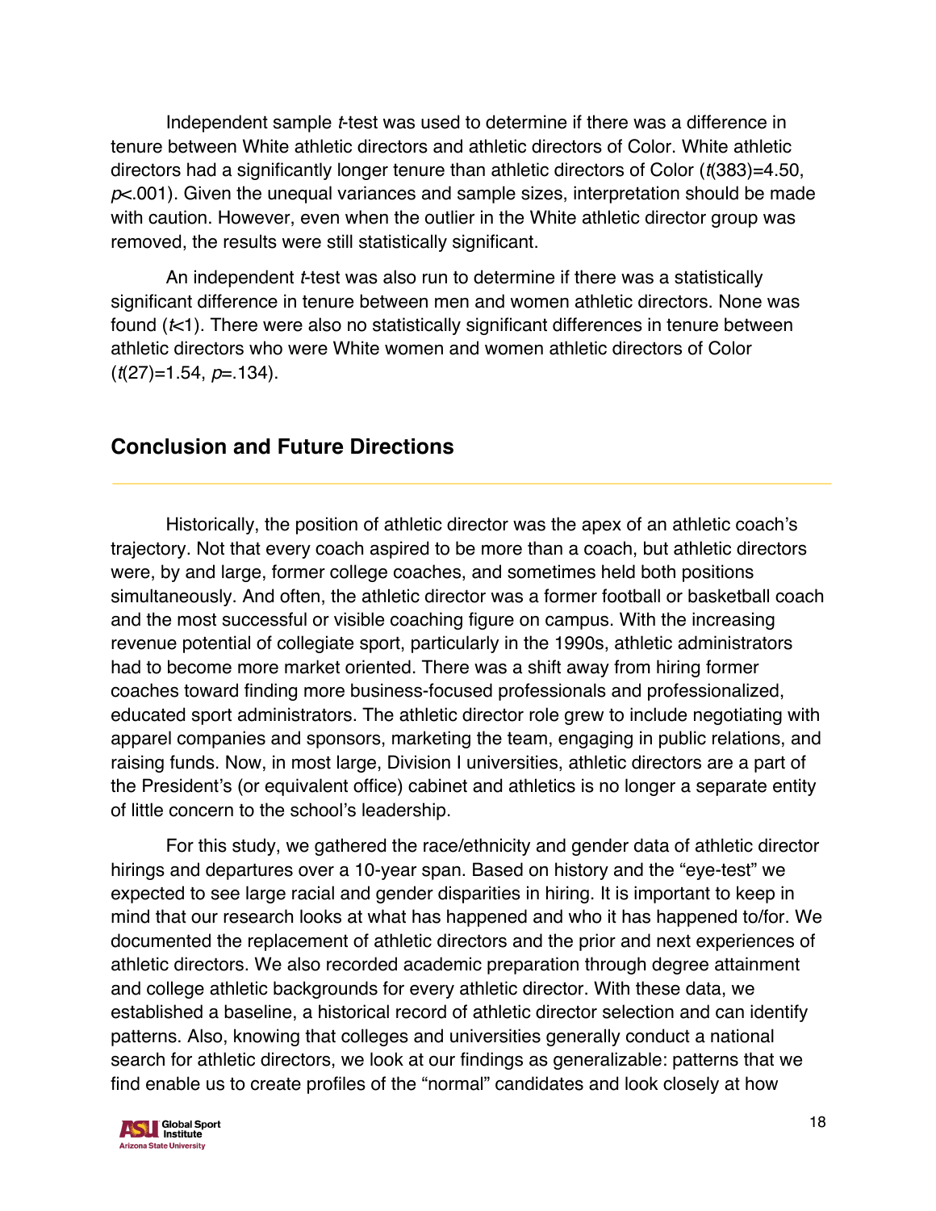Independent sample *t*-test was used to determine if there was a difference in tenure between White athletic directors and athletic directors of Color. White athletic directors had a significantly longer tenure than athletic directors of Color ($t(383)=4.50$, $p<.001$). Given the unequal variances and sample sizes, interpretation should be made with caution. However, even when the outlier in the White athletic director group was removed, the results were still statistically significant.

An independent *t*-test was also run to determine if there was a statistically significant difference in tenure between men and women athletic directors. None was found ($t<1$). There were also no statistically significant differences in tenure between athletic directors who were White women and women athletic directors of Color ($t(27)=1.54$, $p=.134$).

## Conclusion and Future Directions

Historically, the position of athletic director was the apex of an athletic coach's trajectory. Not that every coach aspired to be more than a coach, but athletic directors were, by and large, former college coaches, and sometimes held both positions simultaneously. And often, the athletic director was a former football or basketball coach and the most successful or visible coaching figure on campus. With the increasing revenue potential of collegiate sport, particularly in the 1990s, athletic administrators had to become more market oriented. There was a shift away from hiring former coaches toward finding more business-focused professionals and professionalized, educated sport administrators. The athletic director role grew to include negotiating with apparel companies and sponsors, marketing the team, engaging in public relations, and raising funds. Now, in most large, Division I universities, athletic directors are a part of the President's (or equivalent office) cabinet and athletics is no longer a separate entity of little concern to the school's leadership.

For this study, we gathered the race/ethnicity and gender data of athletic director hirings and departures over a 10-year span. Based on history and the "eye-test" we expected to see large racial and gender disparities in hiring. It is important to keep in mind that our research looks at what has happened and who it has happened to/for. We documented the replacement of athletic directors and the prior and next experiences of athletic directors. We also recorded academic preparation through degree attainment and college athletic backgrounds for every athletic director. With these data, we established a baseline, a historical record of athletic director selection and can identify patterns. Also, knowing that colleges and universities generally conduct a national search for athletic directors, we look at our findings as generalizable: patterns that we find enable us to create profiles of the "normal" candidates and look closely at how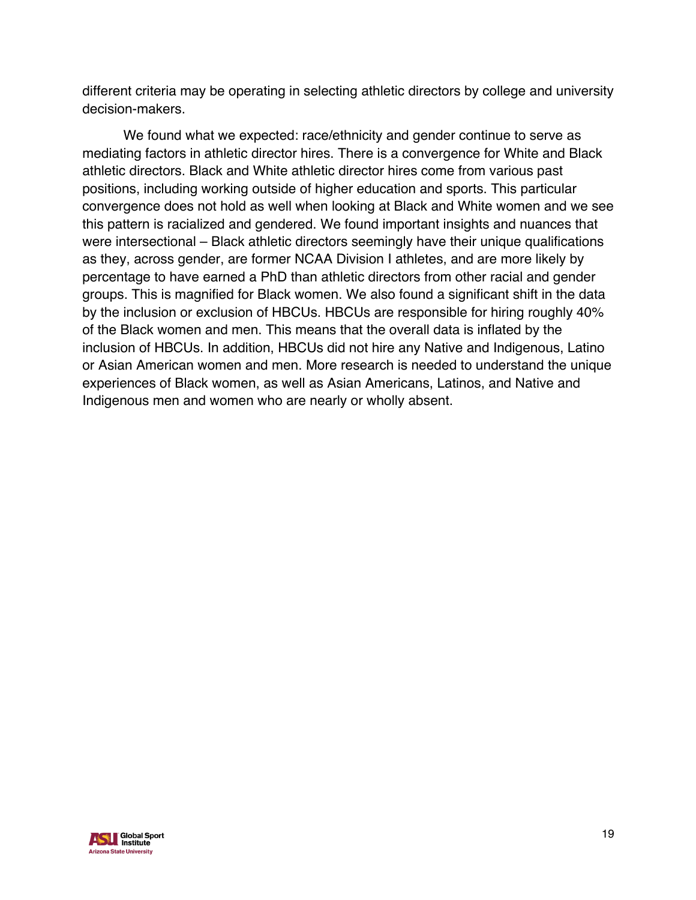different criteria may be operating in selecting athletic directors by college and university decision-makers.

We found what we expected: race/ethnicity and gender continue to serve as mediating factors in athletic director hires. There is a convergence for White and Black athletic directors. Black and White athletic director hires come from various past positions, including working outside of higher education and sports. This particular convergence does not hold as well when looking at Black and White women and we see this pattern is racialized and gendered. We found important insights and nuances that were intersectional – Black athletic directors seemingly have their unique qualifications as they, across gender, are former NCAA Division I athletes, and are more likely by percentage to have earned a PhD than athletic directors from other racial and gender groups. This is magnified for Black women. We also found a significant shift in the data by the inclusion or exclusion of HBCUs. HBCUs are responsible for hiring roughly 40% of the Black women and men. This means that the overall data is inflated by the inclusion of HBCUs. In addition, HBCUs did not hire any Native and Indigenous, Latino or Asian American women and men. More research is needed to understand the unique experiences of Black women, as well as Asian Americans, Latinos, and Native and Indigenous men and women who are nearly or wholly absent.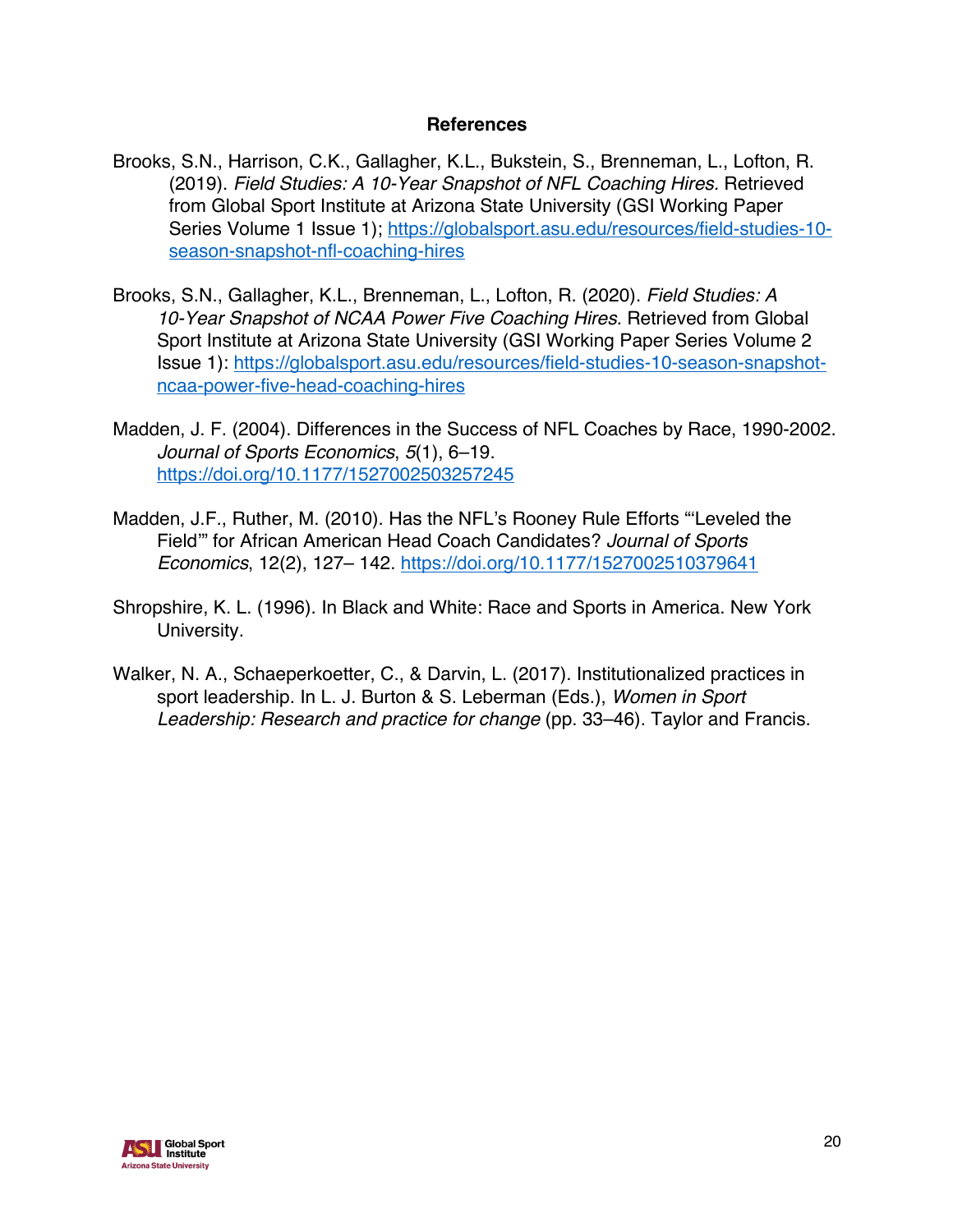## References

Brooks, S.N., Harrison, C.K., Gallagher, K.L., Bukstein, S., Brenneman, L., Lofton, R. (2019). *Field Studies: A 10-Year Snapshot of NFL Coaching Hires.* Retrieved from Global Sport Institute at Arizona State University (GSI Working Paper Series Volume 1 Issue 1); https://globalsport.asu.edu/resources/field-studies-10-season-snapshot-nfl-coaching-hires

Brooks, S.N., Gallagher, K.L., Brenneman, L., Lofton, R. (2020). *Field Studies: A 10-Year Snapshot of NCAA Power Five Coaching Hires.* Retrieved from Global Sport Institute at Arizona State University (GSI Working Paper Series Volume 2 Issue 1): https://globalsport.asu.edu/resources/field-studies-10-season-snapshot-ncaa-power-five-head-coaching-hires

Madden, J. F. (2004). Differences in the Success of NFL Coaches by Race, 1990-2002. *Journal of Sports Economics*, *5*(1), 6–19. https://doi.org/10.1177/1527002503257245

Madden, J.F., Ruther, M. (2010). Has the NFL's Rooney Rule Efforts "'Leveled the Field'" for African American Head Coach Candidates? *Journal of Sports Economics*, 12(2), 127– 142. https://doi.org/10.1177/1527002510379641

Shropshire, K. L. (1996). In Black and White: Race and Sports in America. New York University.

Walker, N. A., Schaeperkoetter, C., & Darvin, L. (2017). Institutionalized practices in sport leadership. In L. J. Burton & S. Leberman (Eds.), *Women in Sport Leadership: Research and practice for change* (pp. 33–46). Taylor and Francis.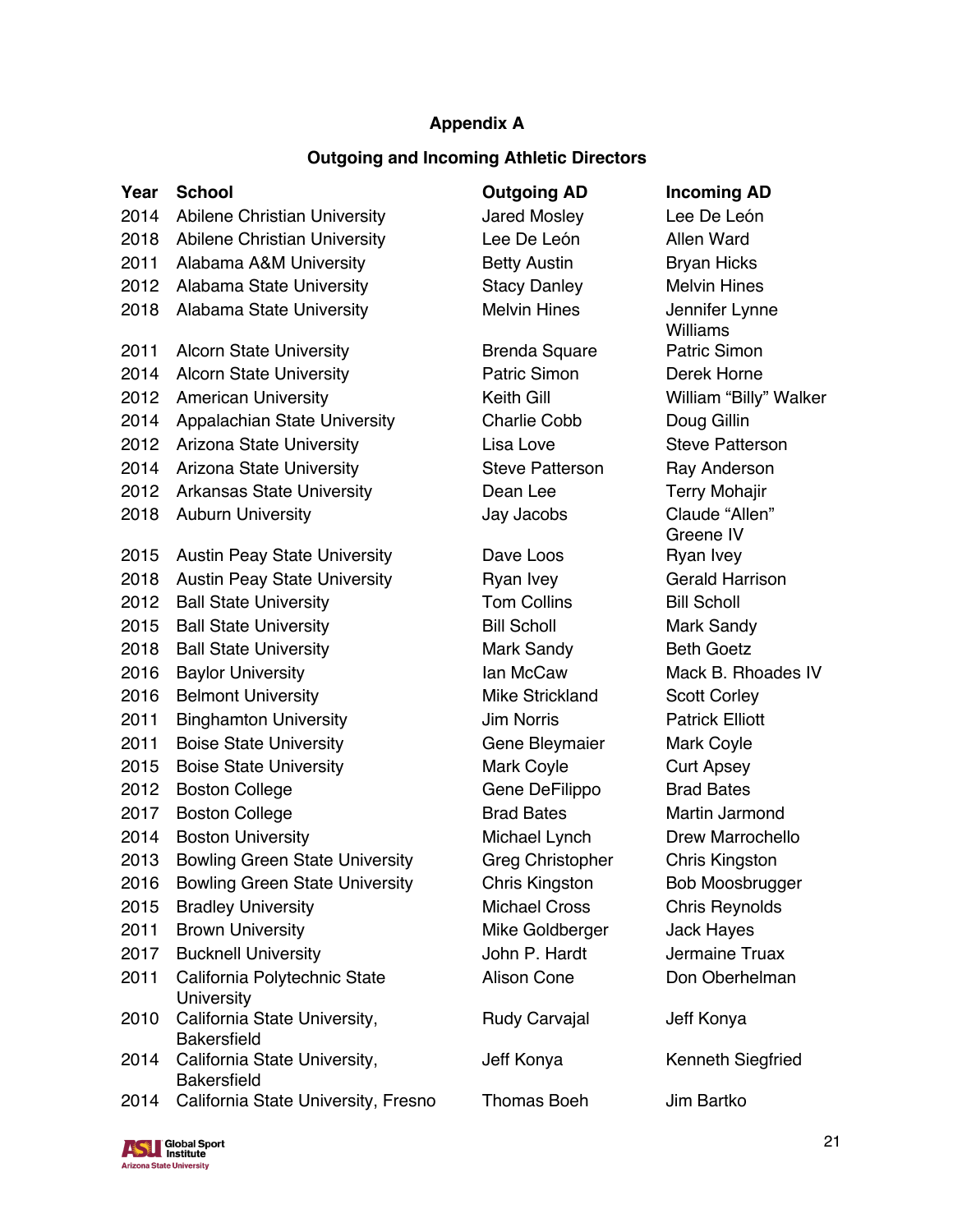**Appendix A**

**Outgoing and Incoming Athletic Directors**

| Year | School | Outgoing AD | Incoming AD |
|---|---|---|---|
| 2014 | Abilene Christian University | Jared Mosley | Lee De León |
| 2018 | Abilene Christian University | Lee De León | Allen Ward |
| 2011 | Alabama A&M University | Betty Austin | Bryan Hicks |
| 2012 | Alabama State University | Stacy Danley | Melvin Hines |
| 2018 | Alabama State University | Melvin Hines | Jennifer Lynne Williams |
| 2011 | Alcorn State University | Brenda Square | Patric Simon |
| 2014 | Alcorn State University | Patric Simon | Derek Horne |
| 2012 | American University | Keith Gill | William “Billy” Walker |
| 2014 | Appalachian State University | Charlie Cobb | Doug Gillin |
| 2012 | Arizona State University | Lisa Love | Steve Patterson |
| 2014 | Arizona State University | Steve Patterson | Ray Anderson |
| 2012 | Arkansas State University | Dean Lee | Terry Mohajir |
| 2018 | Auburn University | Jay Jacobs | Claude “Allen” Greene IV |
| 2015 | Austin Peay State University | Dave Loos | Ryan Ivey |
| 2018 | Austin Peay State University | Ryan Ivey | Gerald Harrison |
| 2012 | Ball State University | Tom Collins | Bill Scholl |
| 2015 | Ball State University | Bill Scholl | Mark Sandy |
| 2018 | Ball State University | Mark Sandy | Beth Goetz |
| 2016 | Baylor University | Ian McCaw | Mack B. Rhoades IV |
| 2016 | Belmont University | Mike Strickland | Scott Corley |
| 2011 | Binghamton University | Jim Norris | Patrick Elliott |
| 2011 | Boise State University | Gene Bleymaier | Mark Coyle |
| 2015 | Boise State University | Mark Coyle | Curt Apsey |
| 2012 | Boston College | Gene DeFilippo | Brad Bates |
| 2017 | Boston College | Brad Bates | Martin Jarmond |
| 2014 | Boston University | Michael Lynch | Drew Marrochello |
| 2013 | Bowling Green State University | Greg Christopher | Chris Kingston |
| 2016 | Bowling Green State University | Chris Kingston | Bob Moosbrugger |
| 2015 | Bradley University | Michael Cross | Chris Reynolds |
| 2011 | Brown University | Mike Goldberger | Jack Hayes |
| 2017 | Bucknell University | John P. Hardt | Jermaine Truax |
| 2011 | California Polytechnic State University | Alison Cone | Don Oberhelman |
| 2010 | California State University, Bakersfield | Rudy Carvajal | Jeff Konya |
| 2014 | California State University, Bakersfield | Jeff Konya | Kenneth Siegfried |
| 2014 | California State University, Fresno | Thomas Boeh | Jim Bartko |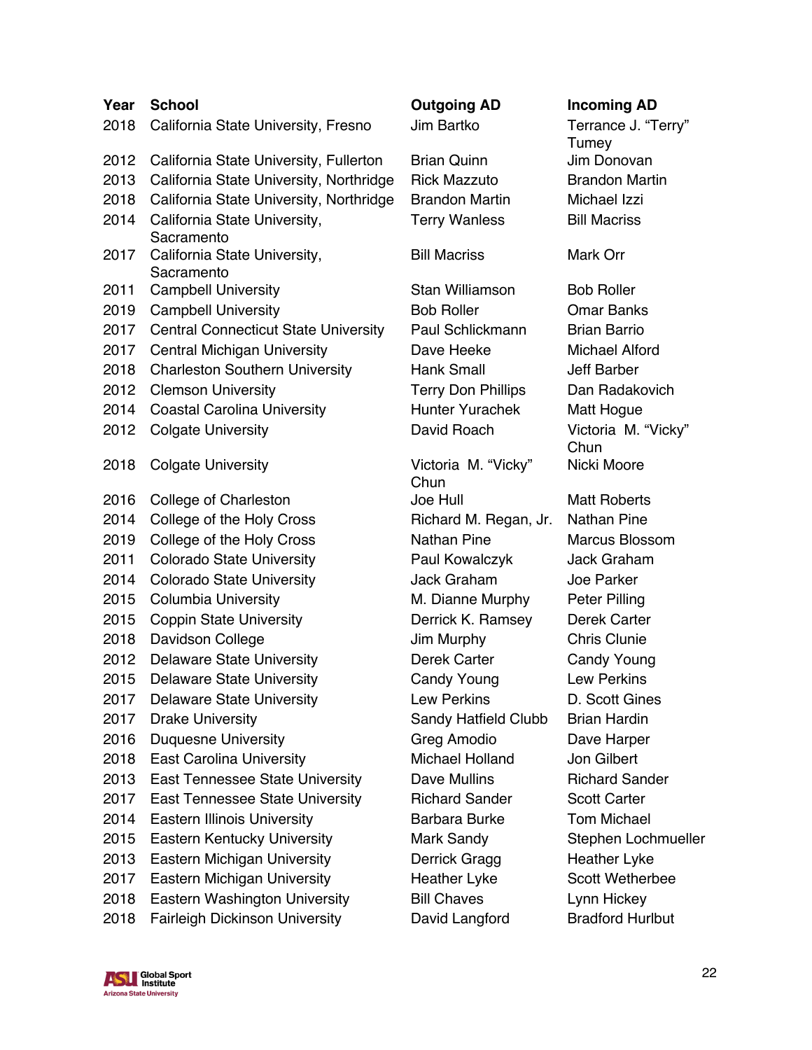| Year | School | Outgoing AD | Incoming AD |
| --- | --- | --- | --- |
| 2018 | California State University, Fresno | Jim Bartko | Terrance J. “Terry” Tumey |
| 2012 | California State University, Fullerton | Brian Quinn | Jim Donovan |
| 2013 | California State University, Northridge | Rick Mazzuto | Brandon Martin |
| 2018 | California State University, Northridge | Brandon Martin | Michael Izzi |
| 2014 | California State University, Sacramento | Terry Wanless | Bill Macriss |
| 2017 | California State University, Sacramento | Bill Macriss | Mark Orr |
| 2011 | Campbell University | Stan Williamson | Bob Roller |
| 2019 | Campbell University | Bob Roller | Omar Banks |
| 2017 | Central Connecticut State University | Paul Schlickmann | Brian Barrio |
| 2017 | Central Michigan University | Dave Heeke | Michael Alford |
| 2018 | Charleston Southern University | Hank Small | Jeff Barber |
| 2012 | Clemson University | Terry Don Phillips | Dan Radakovich |
| 2014 | Coastal Carolina University | Hunter Yurachek | Matt Hogue |
| 2012 | Colgate University | David Roach | Victoria M. “Vicky” Chun |
| 2018 | Colgate University | Victoria M. “Vicky” Chun | Nicki Moore |
| 2016 | College of Charleston | Joe Hull | Matt Roberts |
| 2014 | College of the Holy Cross | Richard M. Regan, Jr. | Nathan Pine |
| 2019 | College of the Holy Cross | Nathan Pine | Marcus Blossom |
| 2011 | Colorado State University | Paul Kowalczyk | Jack Graham |
| 2014 | Colorado State University | Jack Graham | Joe Parker |
| 2015 | Columbia University | M. Dianne Murphy | Peter Pilling |
| 2015 | Coppin State University | Derrick K. Ramsey | Derek Carter |
| 2018 | Davidson College | Jim Murphy | Chris Clunie |
| 2012 | Delaware State University | Derek Carter | Candy Young |
| 2015 | Delaware State University | Candy Young | Lew Perkins |
| 2017 | Delaware State University | Lew Perkins | D. Scott Gines |
| 2017 | Drake University | Sandy Hatfield Clubb | Brian Hardin |
| 2016 | Duquesne University | Greg Amodio | Dave Harper |
| 2018 | East Carolina University | Michael Holland | Jon Gilbert |
| 2013 | East Tennessee State University | Dave Mullins | Richard Sander |
| 2017 | East Tennessee State University | Richard Sander | Scott Carter |
| 2014 | Eastern Illinois University | Barbara Burke | Tom Michael |
| 2015 | Eastern Kentucky University | Mark Sandy | Stephen Lochmueller |
| 2013 | Eastern Michigan University | Derrick Gragg | Heather Lyke |
| 2017 | Eastern Michigan University | Heather Lyke | Scott Wetherbee |
| 2018 | Eastern Washington University | Bill Chaves | Lynn Hickey |
| 2018 | Fairleigh Dickinson University | David Langford | Bradford Hurlbut |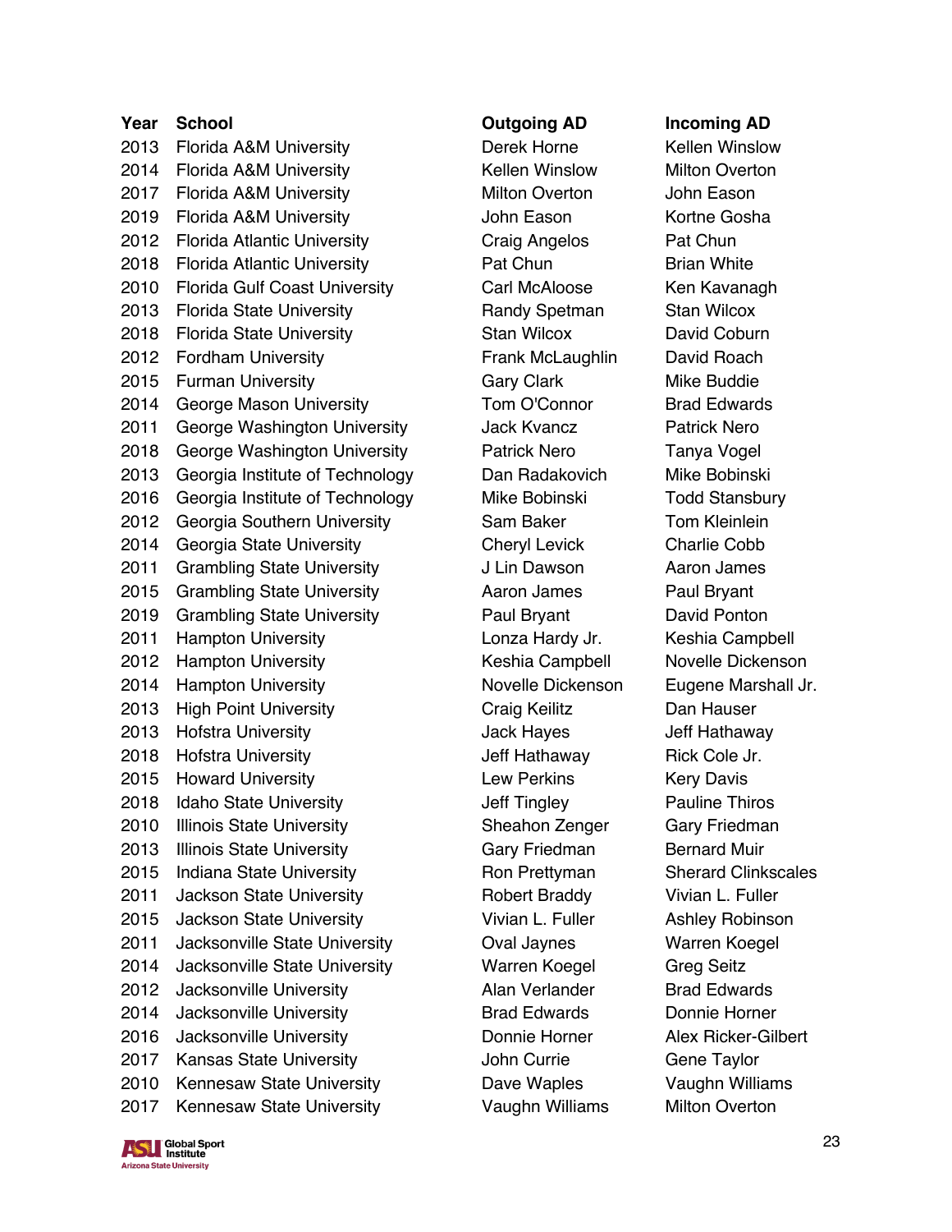| Year | School | Outgoing AD | Incoming AD |
|---|---|---|---|
| 2013 | Florida A&M University | Derek Horne | Kellen Winslow |
| 2014 | Florida A&M University | Kellen Winslow | Milton Overton |
| 2017 | Florida A&M University | Milton Overton | John Eason |
| 2019 | Florida A&M University | John Eason | Kortne Gosha |
| 2012 | Florida Atlantic University | Craig Angelos | Pat Chun |
| 2018 | Florida Atlantic University | Pat Chun | Brian White |
| 2010 | Florida Gulf Coast University | Carl McAloose | Ken Kavanagh |
| 2013 | Florida State University | Randy Spetman | Stan Wilcox |
| 2018 | Florida State University | Stan Wilcox | David Coburn |
| 2012 | Fordham University | Frank McLaughlin | David Roach |
| 2015 | Furman University | Gary Clark | Mike Buddie |
| 2014 | George Mason University | Tom O'Connor | Brad Edwards |
| 2011 | George Washington University | Jack Kvancz | Patrick Nero |
| 2018 | George Washington University | Patrick Nero | Tanya Vogel |
| 2013 | Georgia Institute of Technology | Dan Radakovich | Mike Bobinski |
| 2016 | Georgia Institute of Technology | Mike Bobinski | Todd Stansbury |
| 2012 | Georgia Southern University | Sam Baker | Tom Kleinlein |
| 2014 | Georgia State University | Cheryl Levick | Charlie Cobb |
| 2011 | Grambling State University | J Lin Dawson | Aaron James |
| 2015 | Grambling State University | Aaron James | Paul Bryant |
| 2019 | Grambling State University | Paul Bryant | David Ponton |
| 2011 | Hampton University | Lonza Hardy Jr. | Keshia Campbell |
| 2012 | Hampton University | Keshia Campbell | Novelle Dickenson |
| 2014 | Hampton University | Novelle Dickenson | Eugene Marshall Jr. |
| 2013 | High Point University | Craig Keilitz | Dan Hauser |
| 2013 | Hofstra University | Jack Hayes | Jeff Hathaway |
| 2018 | Hofstra University | Jeff Hathaway | Rick Cole Jr. |
| 2015 | Howard University | Lew Perkins | Kery Davis |
| 2018 | Idaho State University | Jeff Tingley | Pauline Thiros |
| 2010 | Illinois State University | Sheahon Zenger | Gary Friedman |
| 2013 | Illinois State University | Gary Friedman | Bernard Muir |
| 2015 | Indiana State University | Ron Prettyman | Sherard Clinkscales |
| 2011 | Jackson State University | Robert Braddy | Vivian L. Fuller |
| 2015 | Jackson State University | Vivian L. Fuller | Ashley Robinson |
| 2011 | Jacksonville State University | Oval Jaynes | Warren Koegel |
| 2014 | Jacksonville State University | Warren Koegel | Greg Seitz |
| 2012 | Jacksonville University | Alan Verlander | Brad Edwards |
| 2014 | Jacksonville University | Brad Edwards | Donnie Horner |
| 2016 | Jacksonville University | Donnie Horner | Alex Ricker-Gilbert |
| 2017 | Kansas State University | John Currie | Gene Taylor |
| 2010 | Kennesaw State University | Dave Waples | Vaughn Williams |
| 2017 | Kennesaw State University | Vaughn Williams | Milton Overton |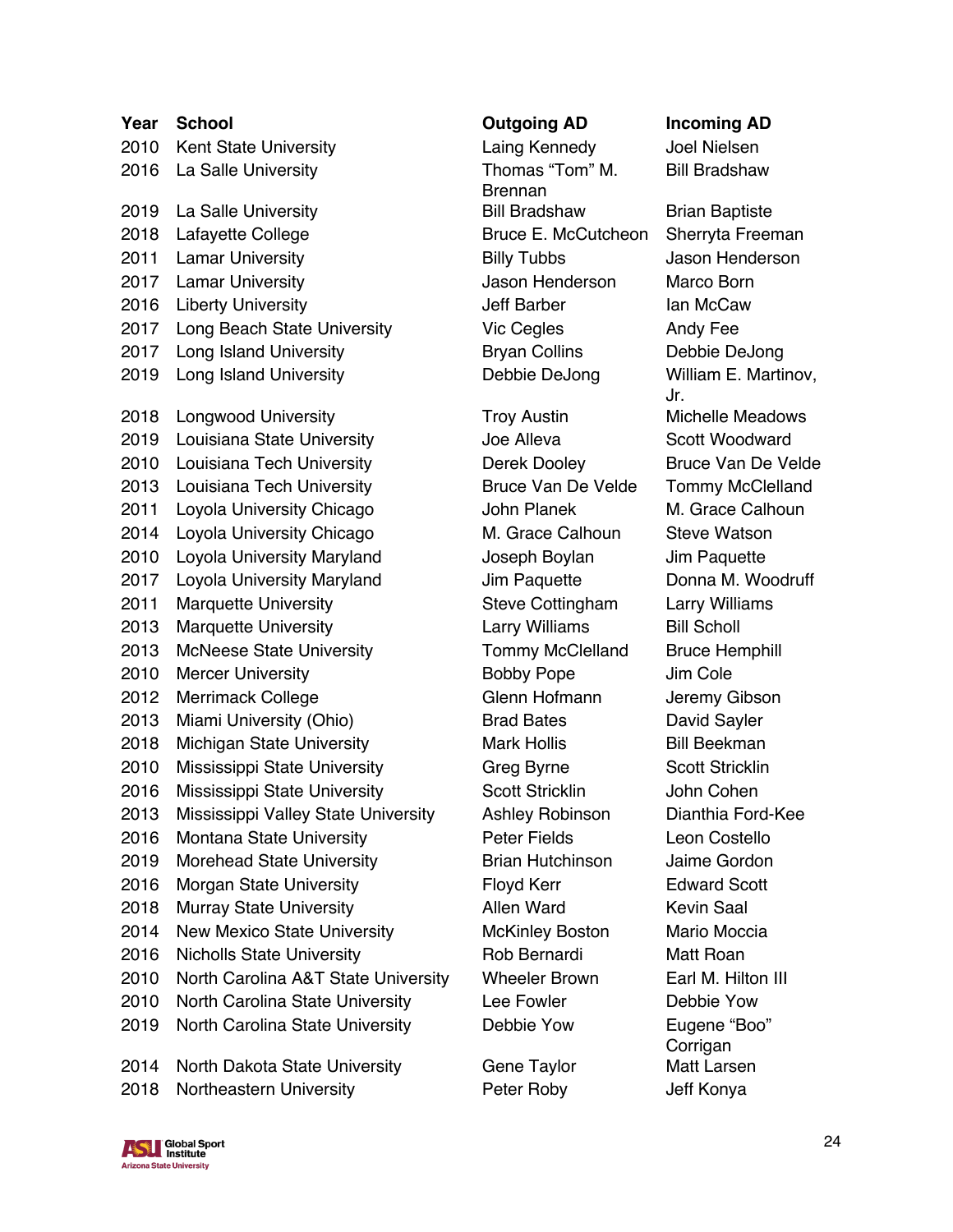| Year | School | Outgoing AD | Incoming AD |
|---|---|---|---|
| 2010 | Kent State University | Laing Kennedy | Joel Nielsen |
| 2016 | La Salle University | Thomas "Tom" M. Brennan | Bill Bradshaw |
| 2019 | La Salle University | Bill Bradshaw | Brian Baptiste |
| 2018 | Lafayette College | Bruce E. McCutcheon | Sherryta Freeman |
| 2011 | Lamar University | Billy Tubbs | Jason Henderson |
| 2017 | Lamar University | Jason Henderson | Marco Born |
| 2016 | Liberty University | Jeff Barber | Ian McCaw |
| 2017 | Long Beach State University | Vic Cegles | Andy Fee |
| 2017 | Long Island University | Bryan Collins | Debbie DeJong |
| 2019 | Long Island University | Debbie DeJong | William E. Martinov, Jr. |
| 2018 | Longwood University | Troy Austin | Michelle Meadows |
| 2019 | Louisiana State University | Joe Alleva | Scott Woodward |
| 2010 | Louisiana Tech University | Derek Dooley | Bruce Van De Velde |
| 2013 | Louisiana Tech University | Bruce Van De Velde | Tommy McClelland |
| 2011 | Loyola University Chicago | John Planek | M. Grace Calhoun |
| 2014 | Loyola University Chicago | M. Grace Calhoun | Steve Watson |
| 2010 | Loyola University Maryland | Joseph Boylan | Jim Paquette |
| 2017 | Loyola University Maryland | Jim Paquette | Donna M. Woodruff |
| 2011 | Marquette University | Steve Cottingham | Larry Williams |
| 2013 | Marquette University | Larry Williams | Bill Scholl |
| 2013 | McNeese State University | Tommy McClelland | Bruce Hemphill |
| 2010 | Mercer University | Bobby Pope | Jim Cole |
| 2012 | Merrimack College | Glenn Hofmann | Jeremy Gibson |
| 2013 | Miami University (Ohio) | Brad Bates | David Sayler |
| 2018 | Michigan State University | Mark Hollis | Bill Beekman |
| 2010 | Mississippi State University | Greg Byrne | Scott Stricklin |
| 2016 | Mississippi State University | Scott Stricklin | John Cohen |
| 2013 | Mississippi Valley State University | Ashley Robinson | Dianthia Ford-Kee |
| 2016 | Montana State University | Peter Fields | Leon Costello |
| 2019 | Morehead State University | Brian Hutchinson | Jaime Gordon |
| 2016 | Morgan State University | Floyd Kerr | Edward Scott |
| 2018 | Murray State University | Allen Ward | Kevin Saal |
| 2014 | New Mexico State University | McKinley Boston | Mario Moccia |
| 2016 | Nicholls State University | Rob Bernardi | Matt Roan |
| 2010 | North Carolina A&T State University | Wheeler Brown | Earl M. Hilton III |
| 2010 | North Carolina State University | Lee Fowler | Debbie Yow |
| 2019 | North Carolina State University | Debbie Yow | Eugene "Boo" Corrigan |
| 2014 | North Dakota State University | Gene Taylor | Matt Larsen |
| 2018 | Northeastern University | Peter Roby | Jeff Konya |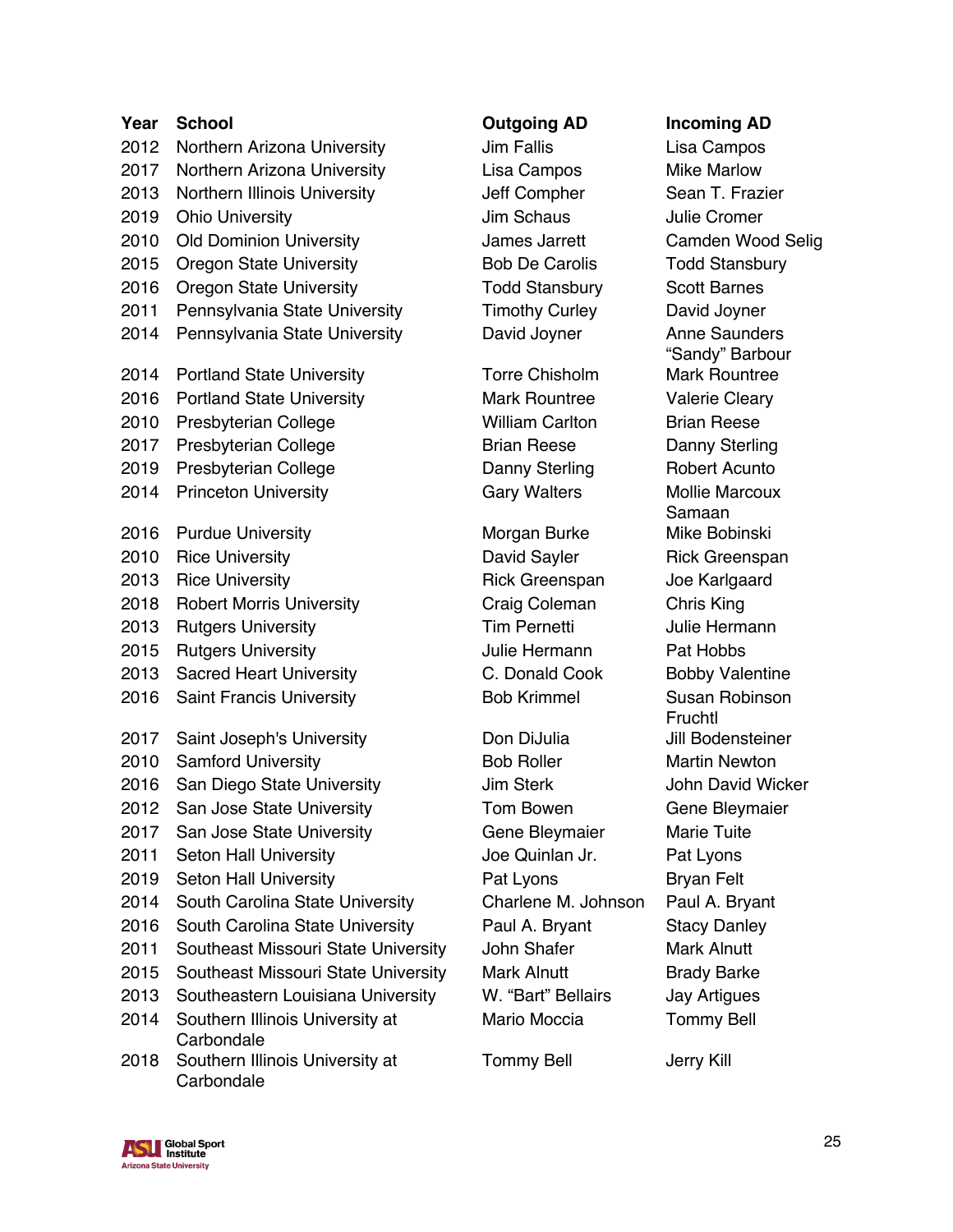| Year | School | Outgoing AD | Incoming AD |
|---|---|---|---|
| 2012 | Northern Arizona University | Jim Fallis | Lisa Campos |
| 2017 | Northern Arizona University | Lisa Campos | Mike Marlow |
| 2013 | Northern Illinois University | Jeff Compher | Sean T. Frazier |
| 2019 | Ohio University | Jim Schaus | Julie Cromer |
| 2010 | Old Dominion University | James Jarrett | Camden Wood Selig |
| 2015 | Oregon State University | Bob De Carolis | Todd Stansbury |
| 2016 | Oregon State University | Todd Stansbury | Scott Barnes |
| 2011 | Pennsylvania State University | Timothy Curley | David Joyner |
| 2014 | Pennsylvania State University | David Joyner | Anne Saunders "Sandy" Barbour |
| 2014 | Portland State University | Torre Chisholm | Mark Rountree |
| 2016 | Portland State University | Mark Rountree | Valerie Cleary |
| 2010 | Presbyterian College | William Carlton | Brian Reese |
| 2017 | Presbyterian College | Brian Reese | Danny Sterling |
| 2019 | Presbyterian College | Danny Sterling | Robert Acunto |
| 2014 | Princeton University | Gary Walters | Mollie Marcoux Samaan |
| 2016 | Purdue University | Morgan Burke | Mike Bobinski |
| 2010 | Rice University | David Sayler | Rick Greenspan |
| 2013 | Rice University | Rick Greenspan | Joe Karlgaard |
| 2018 | Robert Morris University | Craig Coleman | Chris King |
| 2013 | Rutgers University | Tim Pernetti | Julie Hermann |
| 2015 | Rutgers University | Julie Hermann | Pat Hobbs |
| 2013 | Sacred Heart University | C. Donald Cook | Bobby Valentine |
| 2016 | Saint Francis University | Bob Krimmel | Susan Robinson Fruchtl |
| 2017 | Saint Joseph's University | Don DiJulia | Jill Bodensteiner |
| 2010 | Samford University | Bob Roller | Martin Newton |
| 2016 | San Diego State University | Jim Sterk | John David Wicker |
| 2012 | San Jose State University | Tom Bowen | Gene Bleymaier |
| 2017 | San Jose State University | Gene Bleymaier | Marie Tuite |
| 2011 | Seton Hall University | Joe Quinlan Jr. | Pat Lyons |
| 2019 | Seton Hall University | Pat Lyons | Bryan Felt |
| 2014 | South Carolina State University | Charlene M. Johnson | Paul A. Bryant |
| 2016 | South Carolina State University | Paul A. Bryant | Stacy Danley |
| 2011 | Southeast Missouri State University | John Shafer | Mark Alnutt |
| 2015 | Southeast Missouri State University | Mark Alnutt | Brady Barke |
| 2013 | Southeastern Louisiana University | W. "Bart" Bellairs | Jay Artigues |
| 2014 | Southern Illinois University at Carbondale | Mario Moccia | Tommy Bell |
| 2018 | Southern Illinois University at Carbondale | Tommy Bell | Jerry Kill |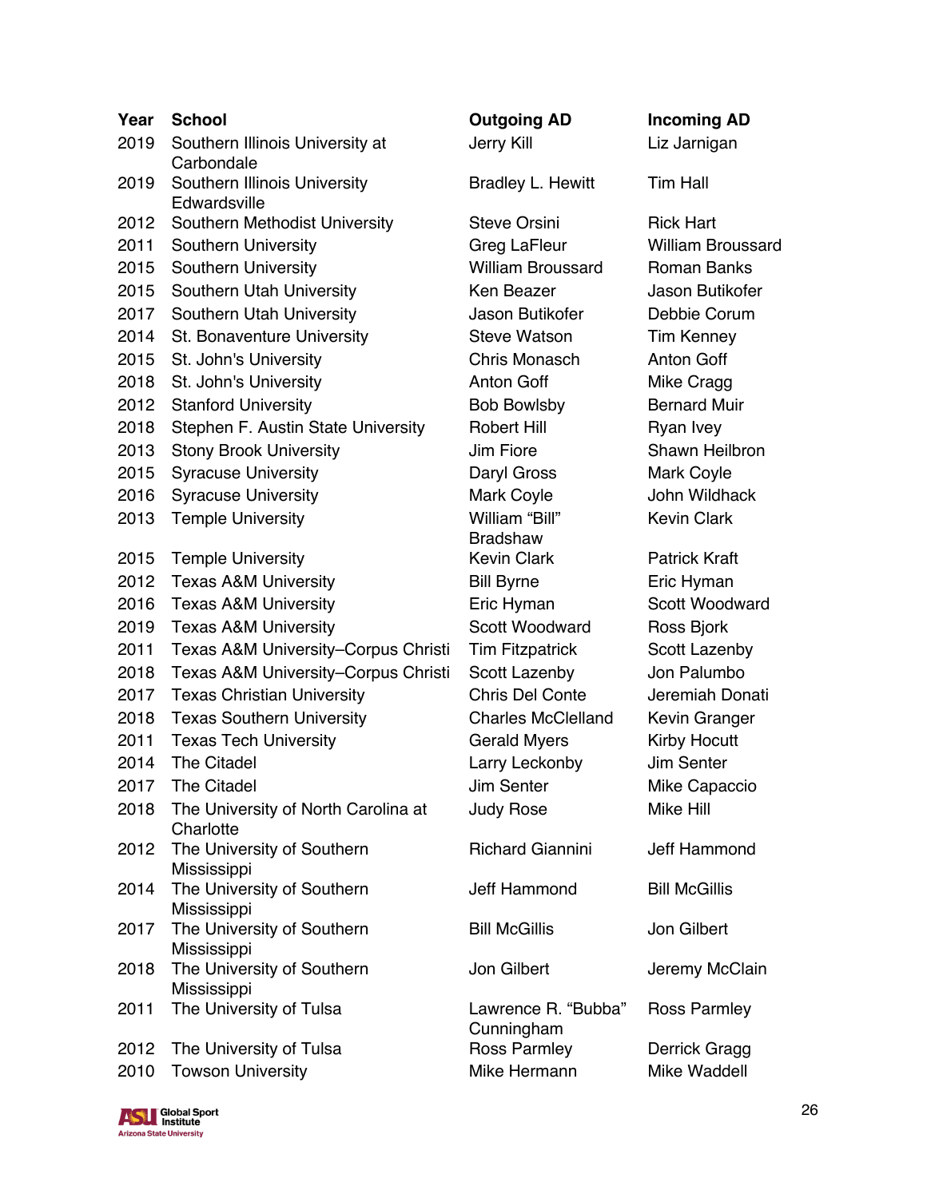| Year | School | Outgoing AD | Incoming AD |
|---|---|---|---|
| 2019 | Southern Illinois University at Carbondale | Jerry Kill | Liz Jarnigan |
| 2019 | Southern Illinois University Edwardsville | Bradley L. Hewitt | Tim Hall |
| 2012 | Southern Methodist University | Steve Orsini | Rick Hart |
| 2011 | Southern University | Greg LaFleur | William Broussard |
| 2015 | Southern University | William Broussard | Roman Banks |
| 2015 | Southern Utah University | Ken Beazer | Jason Butikofer |
| 2017 | Southern Utah University | Jason Butikofer | Debbie Corum |
| 2014 | St. Bonaventure University | Steve Watson | Tim Kenney |
| 2015 | St. John's University | Chris Monasch | Anton Goff |
| 2018 | St. John's University | Anton Goff | Mike Cragg |
| 2012 | Stanford University | Bob Bowlsby | Bernard Muir |
| 2018 | Stephen F. Austin State University | Robert Hill | Ryan Ivey |
| 2013 | Stony Brook University | Jim Fiore | Shawn Heilbron |
| 2015 | Syracuse University | Daryl Gross | Mark Coyle |
| 2016 | Syracuse University | Mark Coyle | John Wildhack |
| 2013 | Temple University | William “Bill” Bradshaw | Kevin Clark |
| 2015 | Temple University | Kevin Clark | Patrick Kraft |
| 2012 | Texas A&M University | Bill Byrne | Eric Hyman |
| 2016 | Texas A&M University | Eric Hyman | Scott Woodward |
| 2019 | Texas A&M University | Scott Woodward | Ross Bjork |
| 2011 | Texas A&M University–Corpus Christi | Tim Fitzpatrick | Scott Lazenby |
| 2018 | Texas A&M University–Corpus Christi | Scott Lazenby | Jon Palumbo |
| 2017 | Texas Christian University | Chris Del Conte | Jeremiah Donati |
| 2018 | Texas Southern University | Charles McClelland | Kevin Granger |
| 2011 | Texas Tech University | Gerald Myers | Kirby Hocutt |
| 2014 | The Citadel | Larry Leckonby | Jim Senter |
| 2017 | The Citadel | Jim Senter | Mike Capaccio |
| 2018 | The University of North Carolina at Charlotte | Judy Rose | Mike Hill |
| 2012 | The University of Southern Mississippi | Richard Giannini | Jeff Hammond |
| 2014 | The University of Southern Mississippi | Jeff Hammond | Bill McGillis |
| 2017 | The University of Southern Mississippi | Bill McGillis | Jon Gilbert |
| 2018 | The University of Southern Mississippi | Jon Gilbert | Jeremy McClain |
| 2011 | The University of Tulsa | Lawrence R. “Bubba” Cunningham | Ross Parmley |
| 2012 | The University of Tulsa | Ross Parmley | Derrick Gragg |
| 2010 | Towson University | Mike Hermann | Mike Waddell |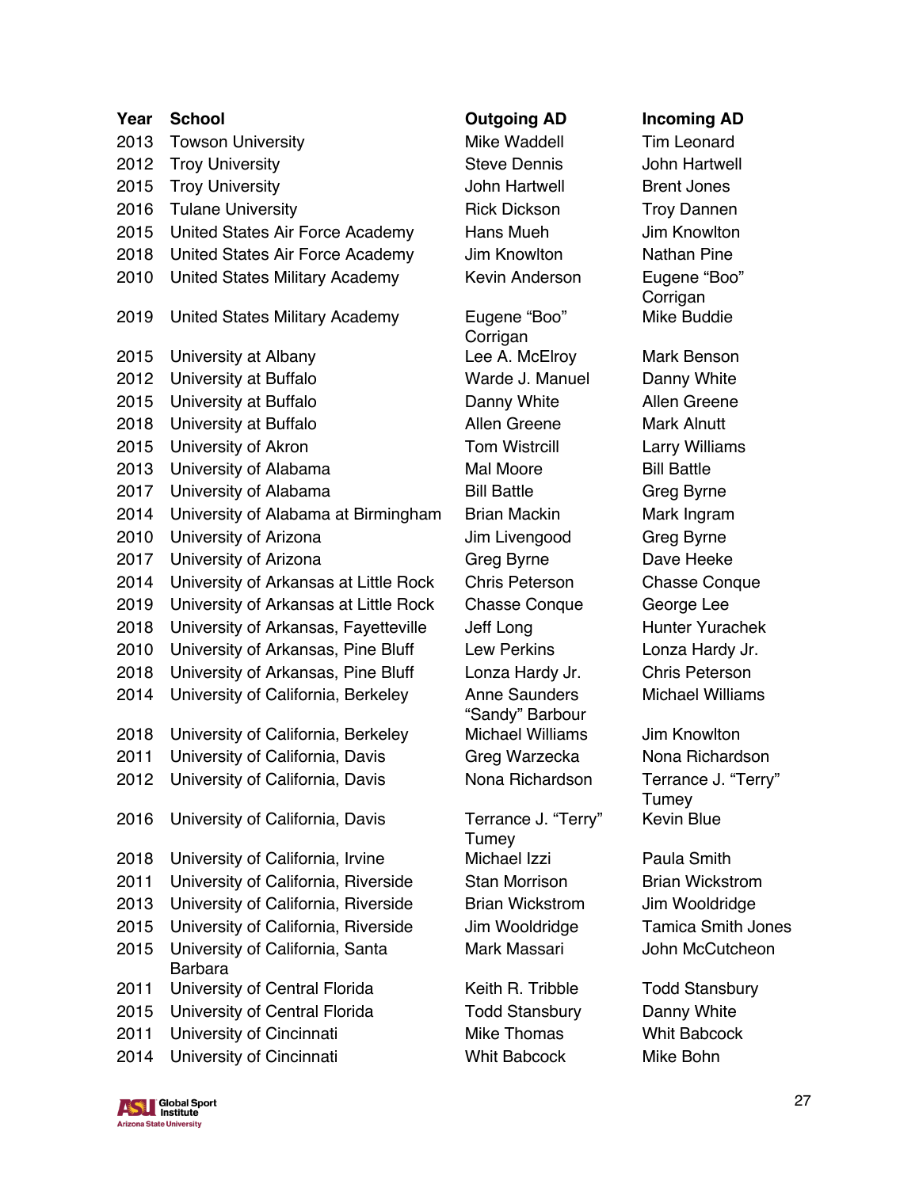| Year | School | Outgoing AD | Incoming AD |
| --- | --- | --- | --- |
| 2013 | Towson University | Mike Waddell | Tim Leonard |
| 2012 | Troy University | Steve Dennis | John Hartwell |
| 2015 | Troy University | John Hartwell | Brent Jones |
| 2016 | Tulane University | Rick Dickson | Troy Dannen |
| 2015 | United States Air Force Academy | Hans Mueh | Jim Knowlton |
| 2018 | United States Air Force Academy | Jim Knowlton | Nathan Pine |
| 2010 | United States Military Academy | Kevin Anderson | Eugene "Boo" Corrigan |
| 2019 | United States Military Academy | Eugene "Boo" Corrigan | Mike Buddie |
| 2015 | University at Albany | Lee A. McElroy | Mark Benson |
| 2012 | University at Buffalo | Warde J. Manuel | Danny White |
| 2015 | University at Buffalo | Danny White | Allen Greene |
| 2018 | University at Buffalo | Allen Greene | Mark Alnutt |
| 2015 | University of Akron | Tom Wistrcill | Larry Williams |
| 2013 | University of Alabama | Mal Moore | Bill Battle |
| 2017 | University of Alabama | Bill Battle | Greg Byrne |
| 2014 | University of Alabama at Birmingham | Brian Mackin | Mark Ingram |
| 2010 | University of Arizona | Jim Livengood | Greg Byrne |
| 2017 | University of Arizona | Greg Byrne | Dave Heeke |
| 2014 | University of Arkansas at Little Rock | Chris Peterson | Chasse Conque |
| 2019 | University of Arkansas at Little Rock | Chasse Conque | George Lee |
| 2018 | University of Arkansas, Fayetteville | Jeff Long | Hunter Yurachek |
| 2010 | University of Arkansas, Pine Bluff | Lew Perkins | Lonza Hardy Jr. |
| 2018 | University of Arkansas, Pine Bluff | Lonza Hardy Jr. | Chris Peterson |
| 2014 | University of California, Berkeley | Anne Saunders "Sandy" Barbour | Michael Williams |
| 2018 | University of California, Berkeley | Michael Williams | Jim Knowlton |
| 2011 | University of California, Davis | Greg Warzecka | Nona Richardson |
| 2012 | University of California, Davis | Nona Richardson | Terrance J. "Terry" Tumey |
| 2016 | University of California, Davis | Terrance J. "Terry" Tumey | Kevin Blue |
| 2018 | University of California, Irvine | Michael Izzi | Paula Smith |
| 2011 | University of California, Riverside | Stan Morrison | Brian Wickstrom |
| 2013 | University of California, Riverside | Brian Wickstrom | Jim Wooldridge |
| 2015 | University of California, Riverside | Jim Wooldridge | Tamica Smith Jones |
| 2015 | University of California, Santa Barbara | Mark Massari | John McCutcheon |
| 2011 | University of Central Florida | Keith R. Tribble | Todd Stansbury |
| 2015 | University of Central Florida | Todd Stansbury | Danny White |
| 2011 | University of Cincinnati | Mike Thomas | Whit Babcock |
| 2014 | University of Cincinnati | Whit Babcock | Mike Bohn |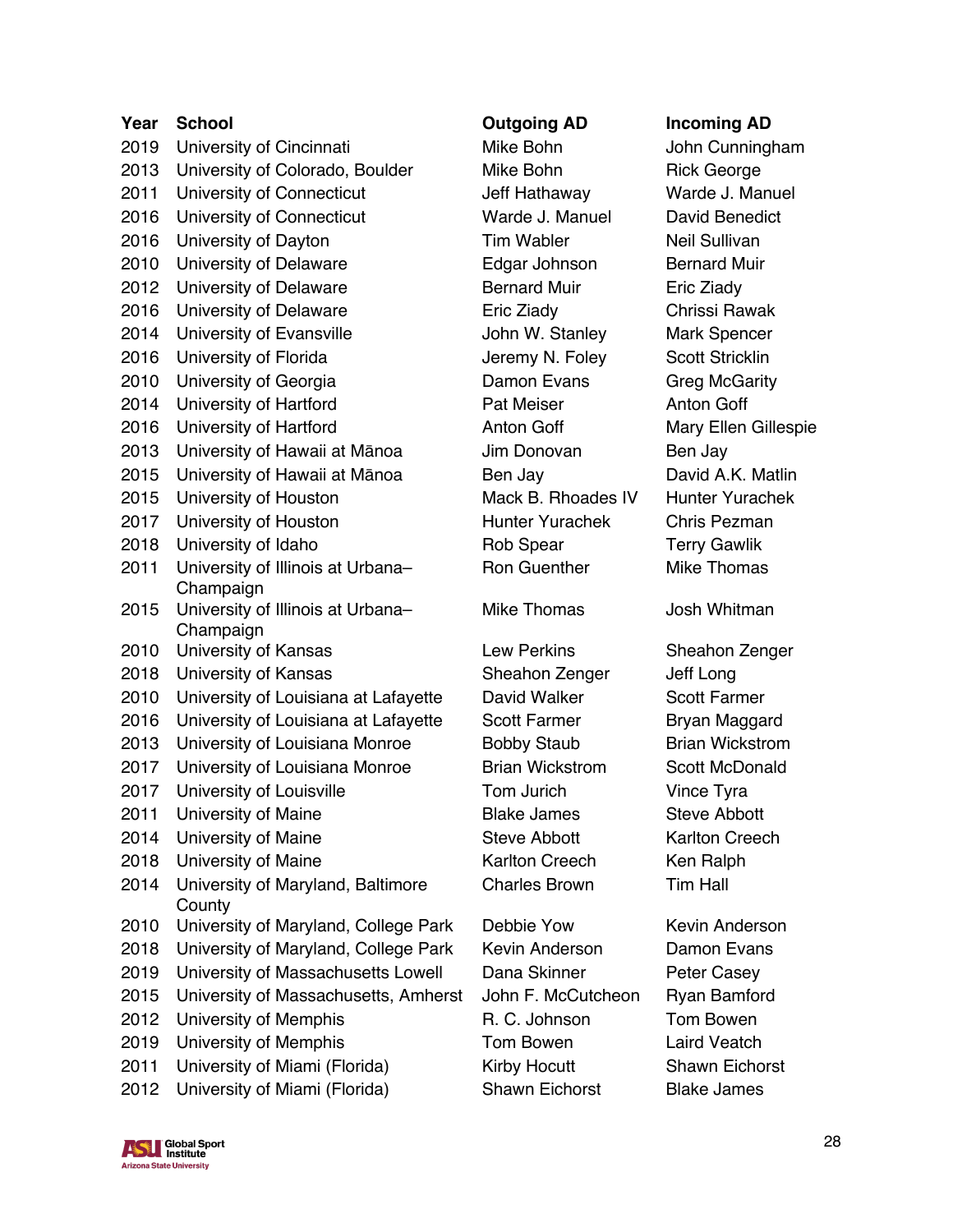| Year | School | Outgoing AD | Incoming AD |
|---|---|---|---|
| 2019 | University of Cincinnati | Mike Bohn | John Cunningham |
| 2013 | University of Colorado, Boulder | Mike Bohn | Rick George |
| 2011 | University of Connecticut | Jeff Hathaway | Warde J. Manuel |
| 2016 | University of Connecticut | Warde J. Manuel | David Benedict |
| 2016 | University of Dayton | Tim Wabler | Neil Sullivan |
| 2010 | University of Delaware | Edgar Johnson | Bernard Muir |
| 2012 | University of Delaware | Bernard Muir | Eric Ziady |
| 2016 | University of Delaware | Eric Ziady | Chrissi Rawak |
| 2014 | University of Evansville | John W. Stanley | Mark Spencer |
| 2016 | University of Florida | Jeremy N. Foley | Scott Stricklin |
| 2010 | University of Georgia | Damon Evans | Greg McGarity |
| 2014 | University of Hartford | Pat Meiser | Anton Goff |
| 2016 | University of Hartford | Anton Goff | Mary Ellen Gillespie |
| 2013 | University of Hawaii at Mānoa | Jim Donovan | Ben Jay |
| 2015 | University of Hawaii at Mānoa | Ben Jay | David A.K. Matlin |
| 2015 | University of Houston | Mack B. Rhoades IV | Hunter Yurachek |
| 2017 | University of Houston | Hunter Yurachek | Chris Pezman |
| 2018 | University of Idaho | Rob Spear | Terry Gawlik |
| 2011 | University of Illinois at Urbana–Champaign | Ron Guenther | Mike Thomas |
| 2015 | University of Illinois at Urbana–Champaign | Mike Thomas | Josh Whitman |
| 2010 | University of Kansas | Lew Perkins | Sheahon Zenger |
| 2018 | University of Kansas | Sheahon Zenger | Jeff Long |
| 2010 | University of Louisiana at Lafayette | David Walker | Scott Farmer |
| 2016 | University of Louisiana at Lafayette | Scott Farmer | Bryan Maggard |
| 2013 | University of Louisiana Monroe | Bobby Staub | Brian Wickstrom |
| 2017 | University of Louisiana Monroe | Brian Wickstrom | Scott McDonald |
| 2017 | University of Louisville | Tom Jurich | Vince Tyra |
| 2011 | University of Maine | Blake James | Steve Abbott |
| 2014 | University of Maine | Steve Abbott | Karlton Creech |
| 2018 | University of Maine | Karlton Creech | Ken Ralph |
| 2014 | University of Maryland, Baltimore County | Charles Brown | Tim Hall |
| 2010 | University of Maryland, College Park | Debbie Yow | Kevin Anderson |
| 2018 | University of Maryland, College Park | Kevin Anderson | Damon Evans |
| 2019 | University of Massachusetts Lowell | Dana Skinner | Peter Casey |
| 2015 | University of Massachusetts, Amherst | John F. McCutcheon | Ryan Bamford |
| 2012 | University of Memphis | R. C. Johnson | Tom Bowen |
| 2019 | University of Memphis | Tom Bowen | Laird Veatch |
| 2011 | University of Miami (Florida) | Kirby Hocutt | Shawn Eichorst |
| 2012 | University of Miami (Florida) | Shawn Eichorst | Blake James |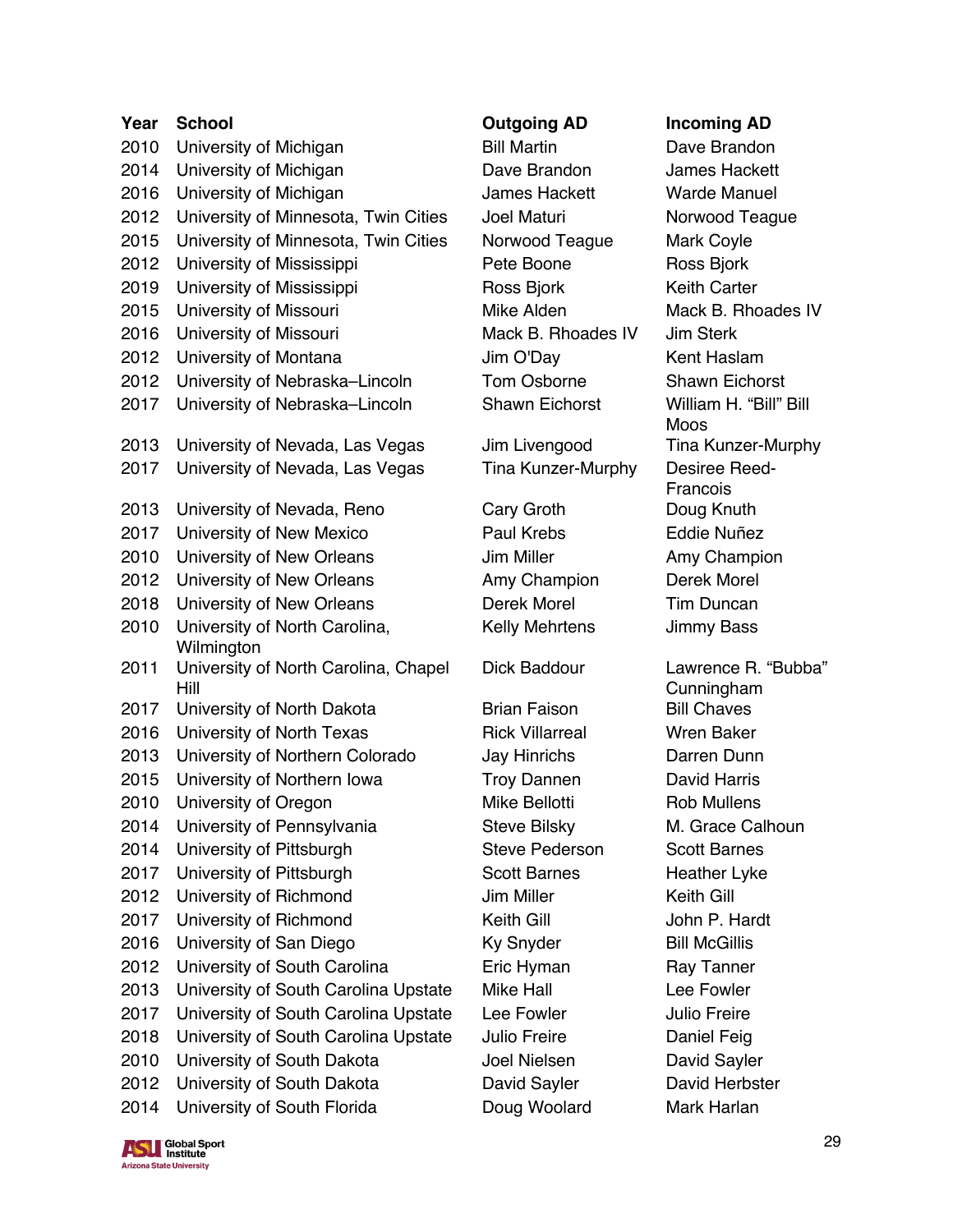| Year | School | Outgoing AD | Incoming AD |
|---|---|---|---|
| 2010 | University of Michigan | Bill Martin | Dave Brandon |
| 2014 | University of Michigan | Dave Brandon | James Hackett |
| 2016 | University of Michigan | James Hackett | Warde Manuel |
| 2012 | University of Minnesota, Twin Cities | Joel Maturi | Norwood Teague |
| 2015 | University of Minnesota, Twin Cities | Norwood Teague | Mark Coyle |
| 2012 | University of Mississippi | Pete Boone | Ross Bjork |
| 2019 | University of Mississippi | Ross Bjork | Keith Carter |
| 2015 | University of Missouri | Mike Alden | Mack B. Rhoades IV |
| 2016 | University of Missouri | Mack B. Rhoades IV | Jim Sterk |
| 2012 | University of Montana | Jim O'Day | Kent Haslam |
| 2012 | University of Nebraska–Lincoln | Tom Osborne | Shawn Eichorst |
| 2017 | University of Nebraska–Lincoln | Shawn Eichorst | William H. “Bill” Bill Moos |
| 2013 | University of Nevada, Las Vegas | Jim Livengood | Tina Kunzer-Murphy |
| 2017 | University of Nevada, Las Vegas | Tina Kunzer-Murphy | Desiree Reed-Francois |
| 2013 | University of Nevada, Reno | Cary Groth | Doug Knuth |
| 2017 | University of New Mexico | Paul Krebs | Eddie Nuñez |
| 2010 | University of New Orleans | Jim Miller | Amy Champion |
| 2012 | University of New Orleans | Amy Champion | Derek Morel |
| 2018 | University of New Orleans | Derek Morel | Tim Duncan |
| 2010 | University of North Carolina, Wilmington | Kelly Mehrtens | Jimmy Bass |
| 2011 | University of North Carolina, Chapel Hill | Dick Baddour | Lawrence R. “Bubba” Cunningham |
| 2017 | University of North Dakota | Brian Faison | Bill Chaves |
| 2016 | University of North Texas | Rick Villarreal | Wren Baker |
| 2013 | University of Northern Colorado | Jay Hinrichs | Darren Dunn |
| 2015 | University of Northern Iowa | Troy Dannen | David Harris |
| 2010 | University of Oregon | Mike Bellotti | Rob Mullens |
| 2014 | University of Pennsylvania | Steve Bilsky | M. Grace Calhoun |
| 2014 | University of Pittsburgh | Steve Pederson | Scott Barnes |
| 2017 | University of Pittsburgh | Scott Barnes | Heather Lyke |
| 2012 | University of Richmond | Jim Miller | Keith Gill |
| 2017 | University of Richmond | Keith Gill | John P. Hardt |
| 2016 | University of San Diego | Ky Snyder | Bill McGillis |
| 2012 | University of South Carolina | Eric Hyman | Ray Tanner |
| 2013 | University of South Carolina Upstate | Mike Hall | Lee Fowler |
| 2017 | University of South Carolina Upstate | Lee Fowler | Julio Freire |
| 2018 | University of South Carolina Upstate | Julio Freire | Daniel Feig |
| 2010 | University of South Dakota | Joel Nielsen | David Sayler |
| 2012 | University of South Dakota | David Sayler | David Herbster |
| 2014 | University of South Florida | Doug Woolard | Mark Harlan |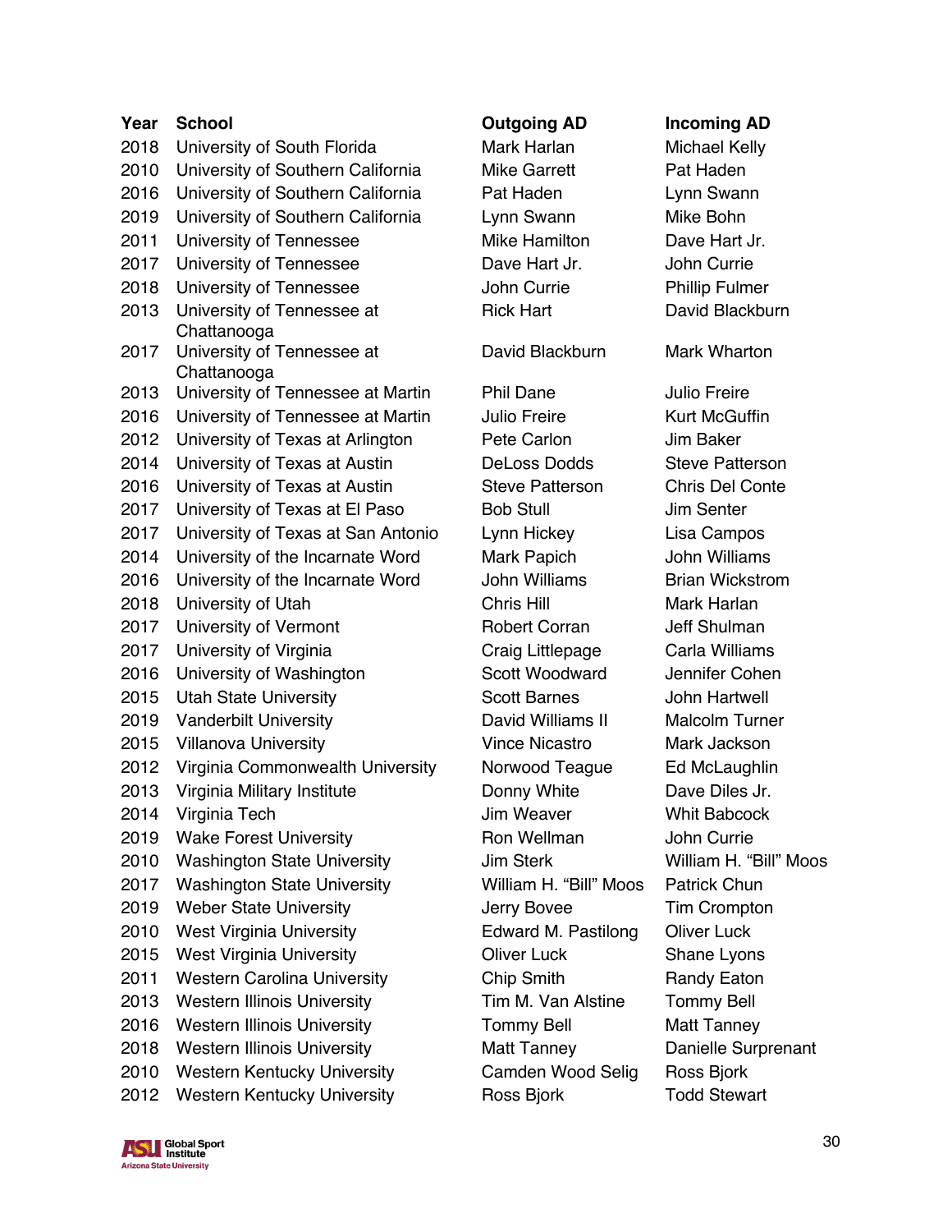| Year | School | Outgoing AD | Incoming AD |
|---|---|---|---|
| 2018 | University of South Florida | Mark Harlan | Michael Kelly |
| 2010 | University of Southern California | Mike Garrett | Pat Haden |
| 2016 | University of Southern California | Pat Haden | Lynn Swann |
| 2019 | University of Southern California | Lynn Swann | Mike Bohn |
| 2011 | University of Tennessee | Mike Hamilton | Dave Hart Jr. |
| 2017 | University of Tennessee | Dave Hart Jr. | John Currie |
| 2018 | University of Tennessee | John Currie | Phillip Fulmer |
| 2013 | University of Tennessee at Chattanooga | Rick Hart | David Blackburn |
| 2017 | University of Tennessee at Chattanooga | David Blackburn | Mark Wharton |
| 2013 | University of Tennessee at Martin | Phil Dane | Julio Freire |
| 2016 | University of Tennessee at Martin | Julio Freire | Kurt McGuffin |
| 2012 | University of Texas at Arlington | Pete Carlon | Jim Baker |
| 2014 | University of Texas at Austin | DeLoss Dodds | Steve Patterson |
| 2016 | University of Texas at Austin | Steve Patterson | Chris Del Conte |
| 2017 | University of Texas at El Paso | Bob Stull | Jim Senter |
| 2017 | University of Texas at San Antonio | Lynn Hickey | Lisa Campos |
| 2014 | University of the Incarnate Word | Mark Papich | John Williams |
| 2016 | University of the Incarnate Word | John Williams | Brian Wickstrom |
| 2018 | University of Utah | Chris Hill | Mark Harlan |
| 2017 | University of Vermont | Robert Corran | Jeff Shulman |
| 2017 | University of Virginia | Craig Littlepage | Carla Williams |
| 2016 | University of Washington | Scott Woodward | Jennifer Cohen |
| 2015 | Utah State University | Scott Barnes | John Hartwell |
| 2019 | Vanderbilt University | David Williams II | Malcolm Turner |
| 2015 | Villanova University | Vince Nicastro | Mark Jackson |
| 2012 | Virginia Commonwealth University | Norwood Teague | Ed McLaughlin |
| 2013 | Virginia Military Institute | Donny White | Dave Diles Jr. |
| 2014 | Virginia Tech | Jim Weaver | Whit Babcock |
| 2019 | Wake Forest University | Ron Wellman | John Currie |
| 2010 | Washington State University | Jim Sterk | William H. "Bill" Moos |
| 2017 | Washington State University | William H. "Bill" Moos | Patrick Chun |
| 2019 | Weber State University | Jerry Bovee | Tim Crompton |
| 2010 | West Virginia University | Edward M. Pastilong | Oliver Luck |
| 2015 | West Virginia University | Oliver Luck | Shane Lyons |
| 2011 | Western Carolina University | Chip Smith | Randy Eaton |
| 2013 | Western Illinois University | Tim M. Van Alstine | Tommy Bell |
| 2016 | Western Illinois University | Tommy Bell | Matt Tanney |
| 2018 | Western Illinois University | Matt Tanney | Danielle Surprenant |
| 2010 | Western Kentucky University | Camden Wood Selig | Ross Bjork |
| 2012 | Western Kentucky University | Ross Bjork | Todd Stewart |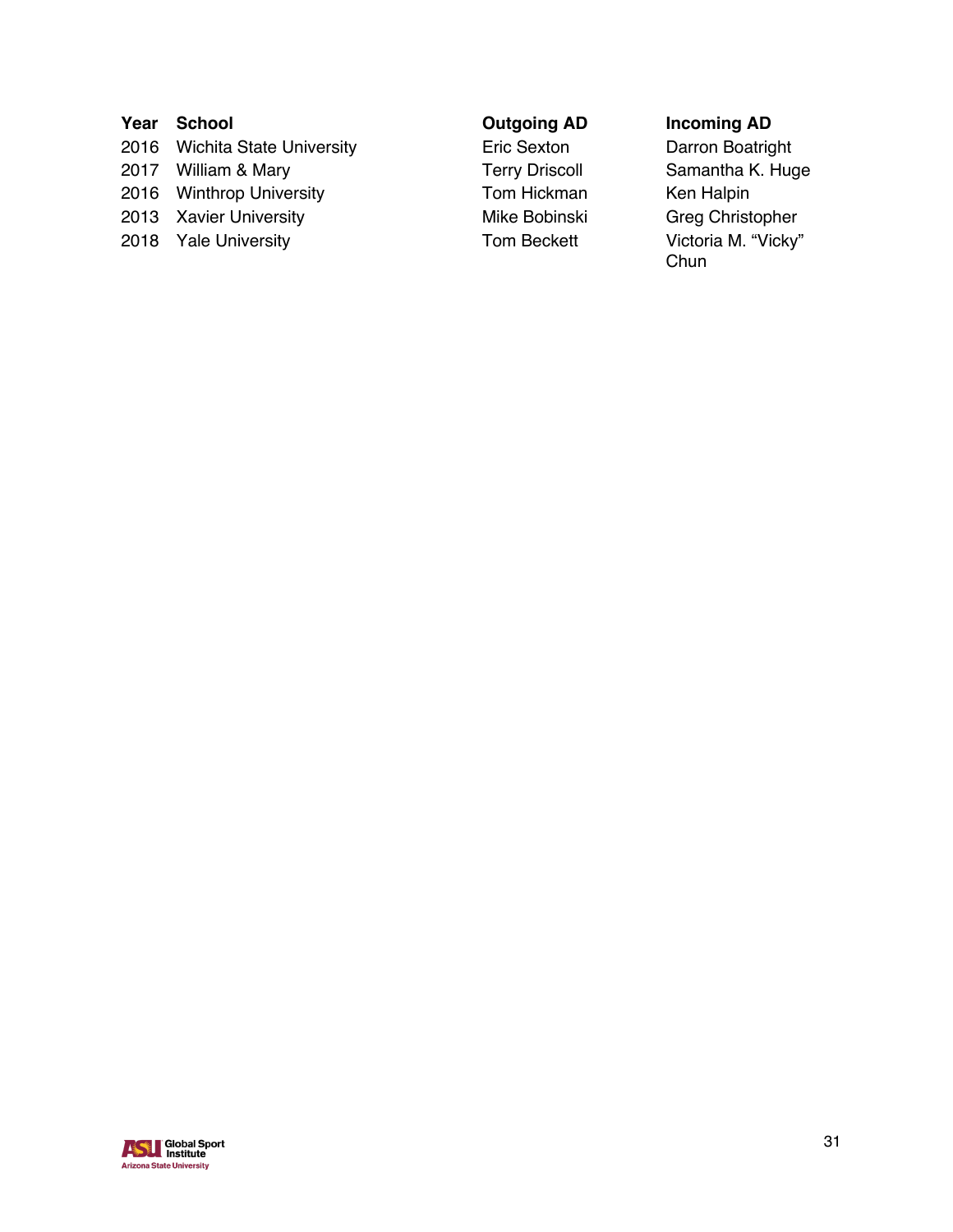| Year | School | Outgoing AD | Incoming AD |
| --- | --- | --- | --- |
| 2016 | Wichita State University | Eric Sexton | Darron Boatright |
| 2017 | William & Mary | Terry Driscoll | Samantha K. Huge |
| 2016 | Winthrop University | Tom Hickman | Ken Halpin |
| 2013 | Xavier University | Mike Bobinski | Greg Christopher |
| 2018 | Yale University | Tom Beckett | Victoria M. "Vicky" Chun |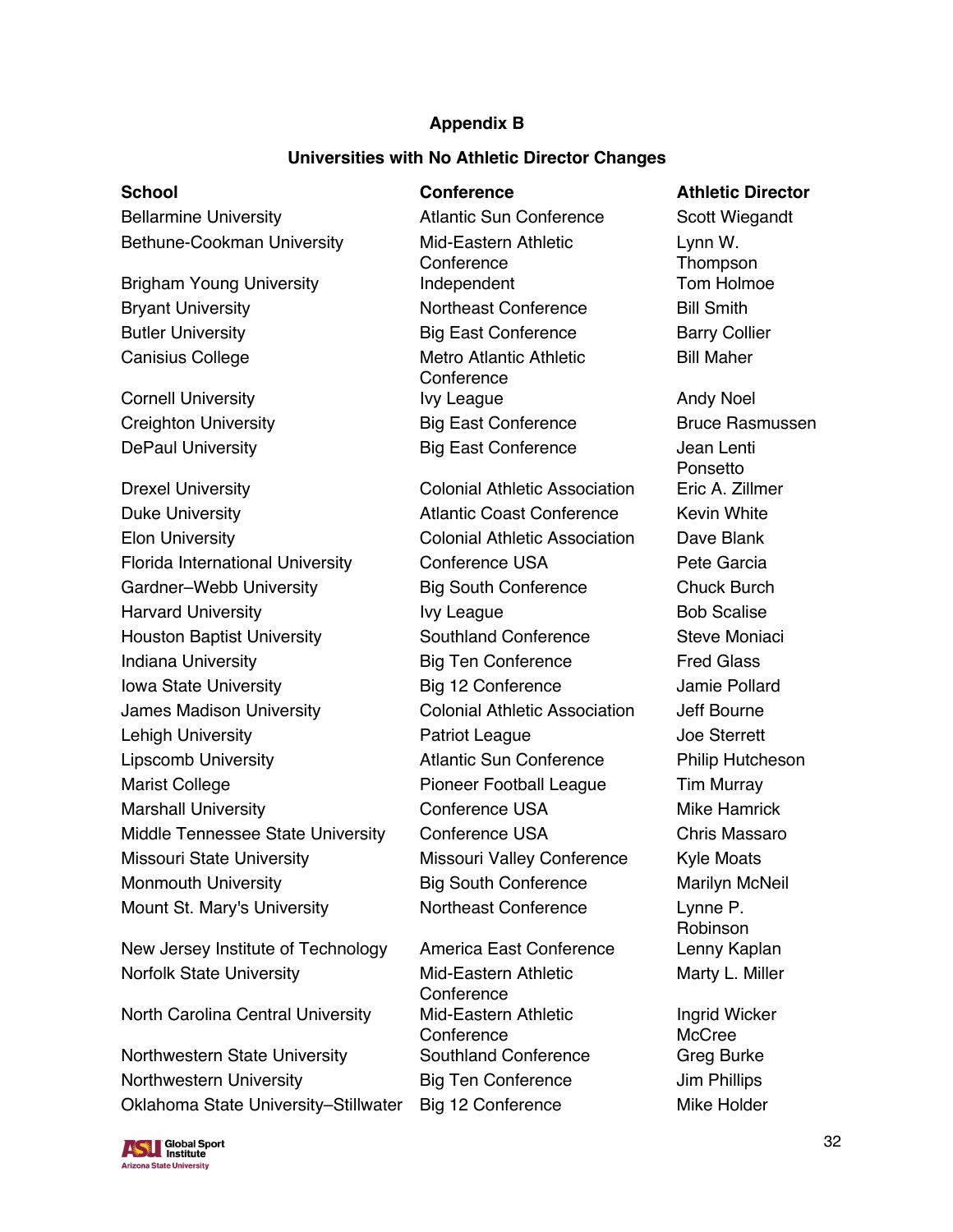## Appendix B

### Universities with No Athletic Director Changes

| School | Conference | Athletic Director |
|---|---|---|
| Bellarmine University | Atlantic Sun Conference | Scott Wiegandt |
| Bethune-Cookman University | Mid-Eastern Athletic Conference | Lynn W. Thompson |
| Brigham Young University | Independent | Tom Holmoe |
| Bryant University | Northeast Conference | Bill Smith |
| Butler University | Big East Conference | Barry Collier |
| Canisius College | Metro Atlantic Athletic Conference | Bill Maher |
| Cornell University | Ivy League | Andy Noel |
| Creighton University | Big East Conference | Bruce Rasmussen |
| DePaul University | Big East Conference | Jean Lenti Ponsetto |
| Drexel University | Colonial Athletic Association | Eric A. Zillmer |
| Duke University | Atlantic Coast Conference | Kevin White |
| Elon University | Colonial Athletic Association | Dave Blank |
| Florida International University | Conference USA | Pete Garcia |
| Gardner–Webb University | Big South Conference | Chuck Burch |
| Harvard University | Ivy League | Bob Scalise |
| Houston Baptist University | Southland Conference | Steve Moniaci |
| Indiana University | Big Ten Conference | Fred Glass |
| Iowa State University | Big 12 Conference | Jamie Pollard |
| James Madison University | Colonial Athletic Association | Jeff Bourne |
| Lehigh University | Patriot League | Joe Sterrett |
| Lipscomb University | Atlantic Sun Conference | Philip Hutcheson |
| Marist College | Pioneer Football League | Tim Murray |
| Marshall University | Conference USA | Mike Hamrick |
| Middle Tennessee State University | Conference USA | Chris Massaro |
| Missouri State University | Missouri Valley Conference | Kyle Moats |
| Monmouth University | Big South Conference | Marilyn McNeil |
| Mount St. Mary's University | Northeast Conference | Lynne P. Robinson |
| New Jersey Institute of Technology | America East Conference | Lenny Kaplan |
| Norfolk State University | Mid-Eastern Athletic Conference | Marty L. Miller |
| North Carolina Central University | Mid-Eastern Athletic Conference | Ingrid Wicker McCree |
| Northwestern State University | Southland Conference | Greg Burke |
| Northwestern University | Big Ten Conference | Jim Phillips |
| Oklahoma State University–Stillwater | Big 12 Conference | Mike Holder |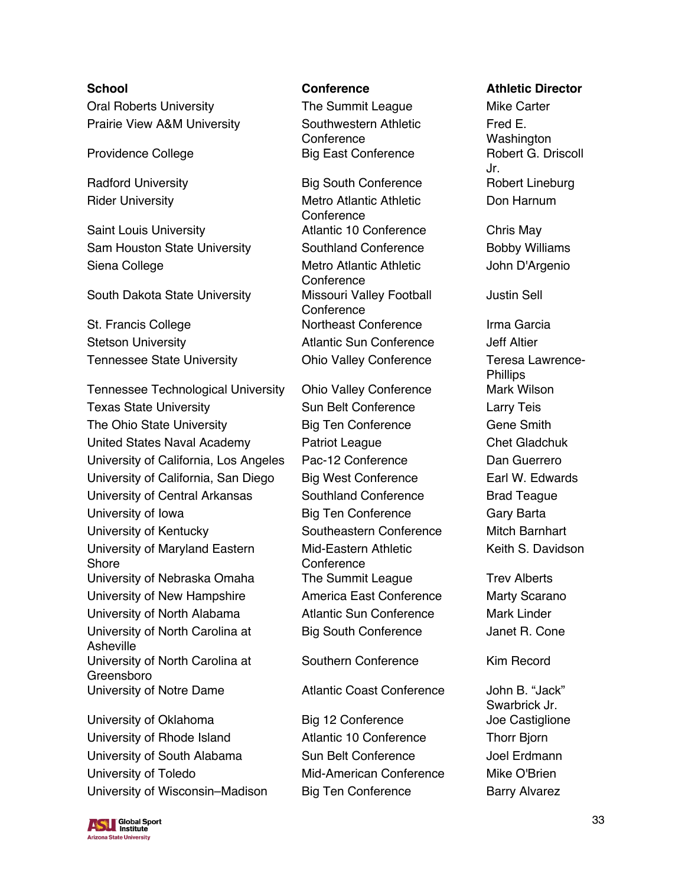| School | Conference | Athletic Director |
|---|---|---|
| Oral Roberts University | The Summit League | Mike Carter |
| Prairie View A&M University | Southwestern Athletic Conference | Fred E. Washington |
| Providence College | Big East Conference | Robert G. Driscoll Jr. |
| Radford University | Big South Conference | Robert Lineburg |
| Rider University | Metro Atlantic Athletic Conference | Don Harnum |
| Saint Louis University | Atlantic 10 Conference | Chris May |
| Sam Houston State University | Southland Conference | Bobby Williams |
| Siena College | Metro Atlantic Athletic Conference | John D'Argenio |
| South Dakota State University | Missouri Valley Football Conference | Justin Sell |
| St. Francis College | Northeast Conference | Irma Garcia |
| Stetson University | Atlantic Sun Conference | Jeff Altier |
| Tennessee State University | Ohio Valley Conference | Teresa Lawrence-Phillips |
| Tennessee Technological University | Ohio Valley Conference | Mark Wilson |
| Texas State University | Sun Belt Conference | Larry Teis |
| The Ohio State University | Big Ten Conference | Gene Smith |
| United States Naval Academy | Patriot League | Chet Gladchuk |
| University of California, Los Angeles | Pac-12 Conference | Dan Guerrero |
| University of California, San Diego | Big West Conference | Earl W. Edwards |
| University of Central Arkansas | Southland Conference | Brad Teague |
| University of Iowa | Big Ten Conference | Gary Barta |
| University of Kentucky | Southeastern Conference | Mitch Barnhart |
| University of Maryland Eastern Shore | Mid-Eastern Athletic Conference | Keith S. Davidson |
| University of Nebraska Omaha | The Summit League | Trev Alberts |
| University of New Hampshire | America East Conference | Marty Scarano |
| University of North Alabama | Atlantic Sun Conference | Mark Linder |
| University of North Carolina at Asheville | Big South Conference | Janet R. Cone |
| University of North Carolina at Greensboro | Southern Conference | Kim Record |
| University of Notre Dame | Atlantic Coast Conference | John B. "Jack" Swarbrick Jr. |
| University of Oklahoma | Big 12 Conference | Joe Castiglione |
| University of Rhode Island | Atlantic 10 Conference | Thorr Bjorn |
| University of South Alabama | Sun Belt Conference | Joel Erdmann |
| University of Toledo | Mid-American Conference | Mike O'Brien |
| University of Wisconsin–Madison | Big Ten Conference | Barry Alvarez |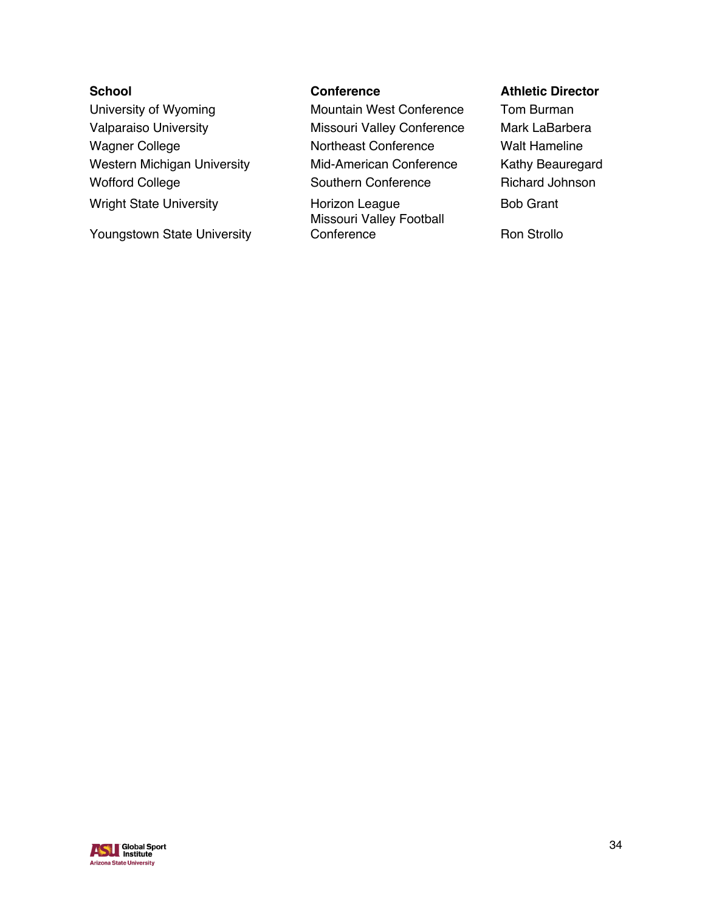| School | Conference | Athletic Director |
| --- | --- | --- |
| University of Wyoming | Mountain West Conference | Tom Burman |
| Valparaiso University | Missouri Valley Conference | Mark LaBarbera |
| Wagner College | Northeast Conference | Walt Hameline |
| Western Michigan University | Mid-American Conference | Kathy Beauregard |
| Wofford College | Southern Conference | Richard Johnson |
| Wright State University | Horizon League | Bob Grant |
| Youngstown State University | Missouri Valley Football Conference | Ron Strollo |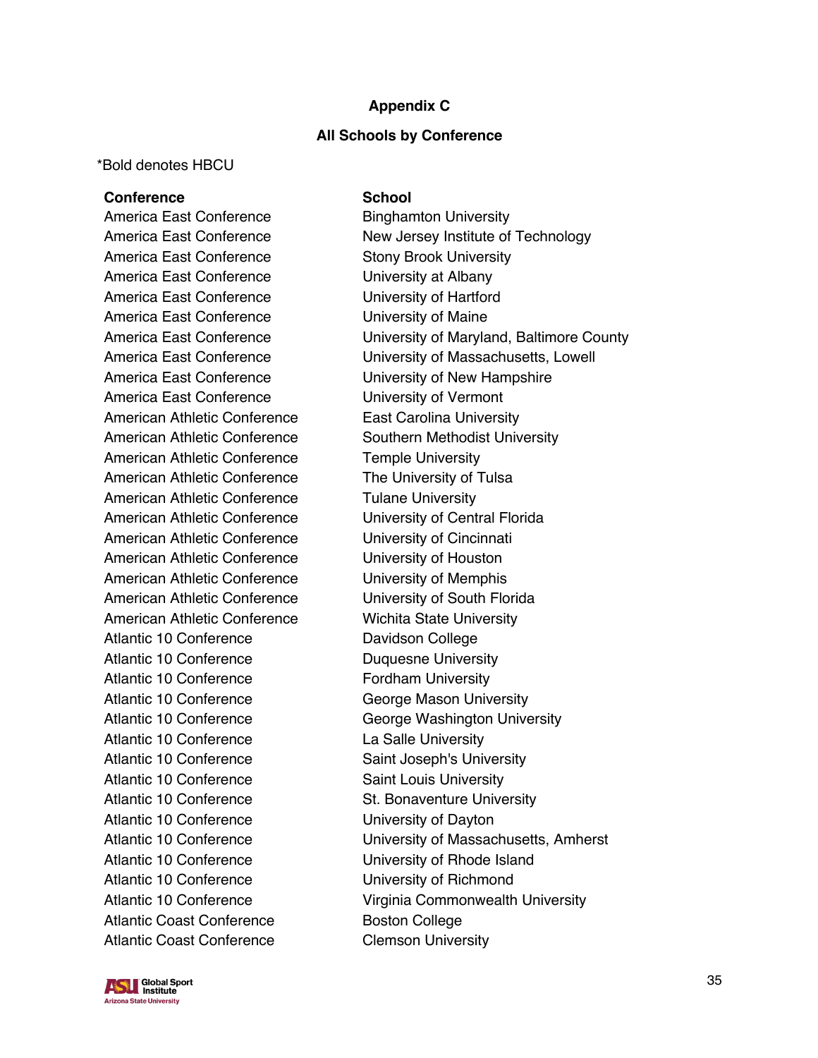**Appendix C**

**All Schools by Conference**

*Bold denotes HBCU

| **Conference** | **School** |
| --- | --- |
| America East Conference | Binghamton University |
| America East Conference | New Jersey Institute of Technology |
| America East Conference | Stony Brook University |
| America East Conference | University at Albany |
| America East Conference | University of Hartford |
| America East Conference | University of Maine |
| America East Conference | University of Maryland, Baltimore County |
| America East Conference | University of Massachusetts, Lowell |
| America East Conference | University of New Hampshire |
| America East Conference | University of Vermont |
| American Athletic Conference | East Carolina University |
| American Athletic Conference | Southern Methodist University |
| American Athletic Conference | Temple University |
| American Athletic Conference | The University of Tulsa |
| American Athletic Conference | Tulane University |
| American Athletic Conference | University of Central Florida |
| American Athletic Conference | University of Cincinnati |
| American Athletic Conference | University of Houston |
| American Athletic Conference | University of Memphis |
| American Athletic Conference | University of South Florida |
| American Athletic Conference | Wichita State University |
| Atlantic 10 Conference | Davidson College |
| Atlantic 10 Conference | Duquesne University |
| Atlantic 10 Conference | Fordham University |
| Atlantic 10 Conference | George Mason University |
| Atlantic 10 Conference | George Washington University |
| Atlantic 10 Conference | La Salle University |
| Atlantic 10 Conference | Saint Joseph's University |
| Atlantic 10 Conference | Saint Louis University |
| Atlantic 10 Conference | St. Bonaventure University |
| Atlantic 10 Conference | University of Dayton |
| Atlantic 10 Conference | University of Massachusetts, Amherst |
| Atlantic 10 Conference | University of Rhode Island |
| Atlantic 10 Conference | University of Richmond |
| Atlantic 10 Conference | Virginia Commonwealth University |
| Atlantic Coast Conference | Boston College |
| Atlantic Coast Conference | Clemson University |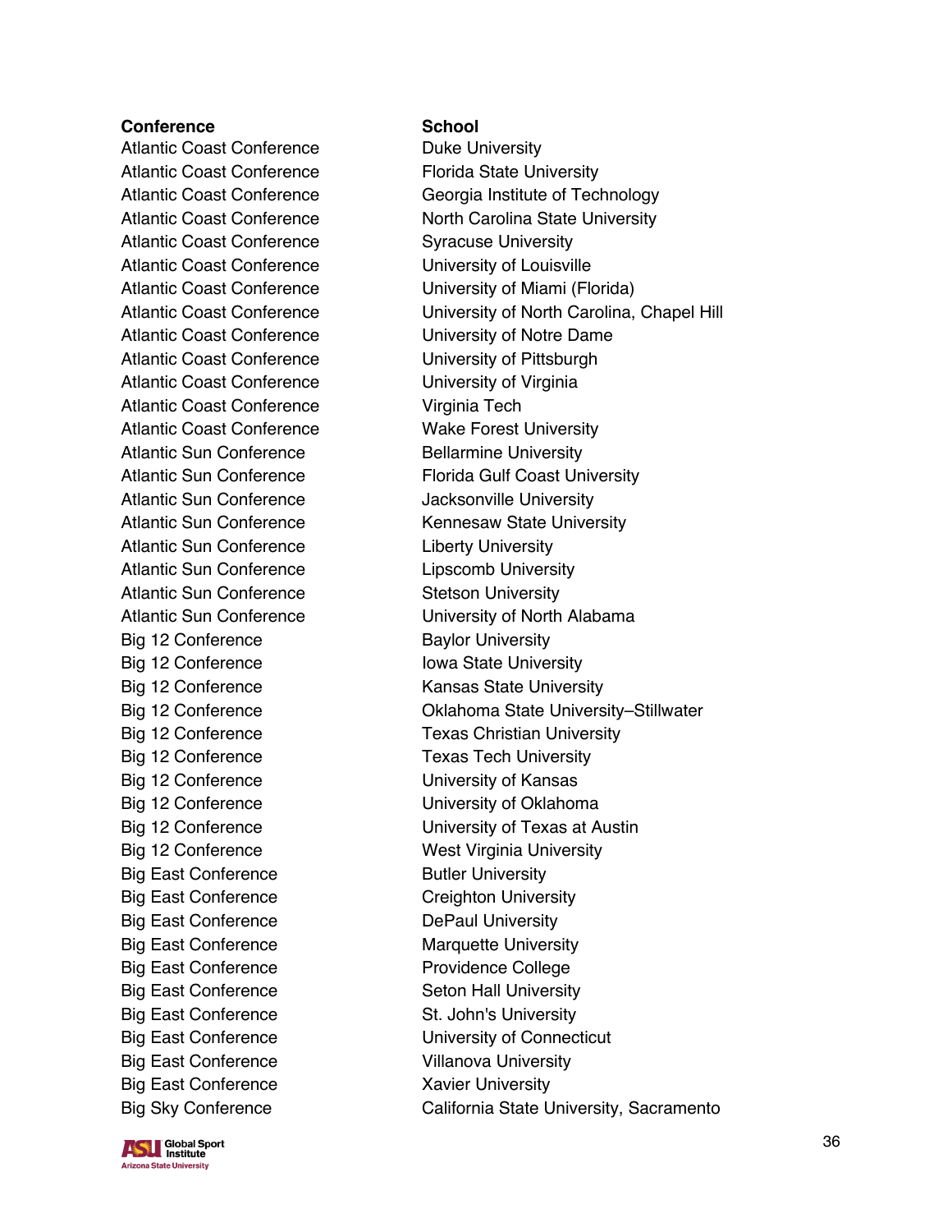| Conference | School |
| --- | --- |
| Atlantic Coast Conference | Duke University |
| Atlantic Coast Conference | Florida State University |
| Atlantic Coast Conference | Georgia Institute of Technology |
| Atlantic Coast Conference | North Carolina State University |
| Atlantic Coast Conference | Syracuse University |
| Atlantic Coast Conference | University of Louisville |
| Atlantic Coast Conference | University of Miami (Florida) |
| Atlantic Coast Conference | University of North Carolina, Chapel Hill |
| Atlantic Coast Conference | University of Notre Dame |
| Atlantic Coast Conference | University of Pittsburgh |
| Atlantic Coast Conference | University of Virginia |
| Atlantic Coast Conference | Virginia Tech |
| Atlantic Coast Conference | Wake Forest University |
| Atlantic Sun Conference | Bellarmine University |
| Atlantic Sun Conference | Florida Gulf Coast University |
| Atlantic Sun Conference | Jacksonville University |
| Atlantic Sun Conference | Kennesaw State University |
| Atlantic Sun Conference | Liberty University |
| Atlantic Sun Conference | Lipscomb University |
| Atlantic Sun Conference | Stetson University |
| Atlantic Sun Conference | University of North Alabama |
| Big 12 Conference | Baylor University |
| Big 12 Conference | Iowa State University |
| Big 12 Conference | Kansas State University |
| Big 12 Conference | Oklahoma State University–Stillwater |
| Big 12 Conference | Texas Christian University |
| Big 12 Conference | Texas Tech University |
| Big 12 Conference | University of Kansas |
| Big 12 Conference | University of Oklahoma |
| Big 12 Conference | University of Texas at Austin |
| Big 12 Conference | West Virginia University |
| Big East Conference | Butler University |
| Big East Conference | Creighton University |
| Big East Conference | DePaul University |
| Big East Conference | Marquette University |
| Big East Conference | Providence College |
| Big East Conference | Seton Hall University |
| Big East Conference | St. John's University |
| Big East Conference | University of Connecticut |
| Big East Conference | Villanova University |
| Big East Conference | Xavier University |
| Big Sky Conference | California State University, Sacramento |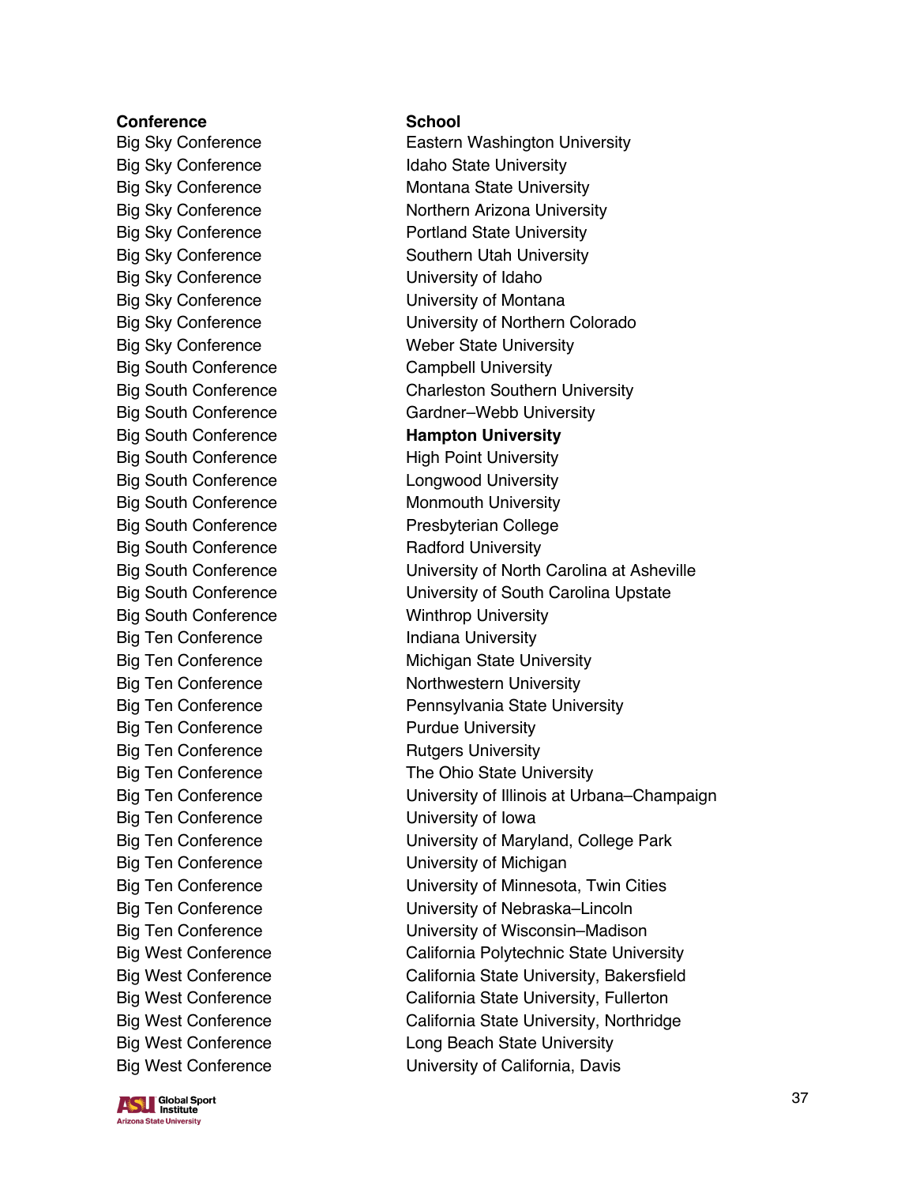| Conference | School |
| --- | --- |
| Big Sky Conference | Eastern Washington University |
| Big Sky Conference | Idaho State University |
| Big Sky Conference | Montana State University |
| Big Sky Conference | Northern Arizona University |
| Big Sky Conference | Portland State University |
| Big Sky Conference | Southern Utah University |
| Big Sky Conference | University of Idaho |
| Big Sky Conference | University of Montana |
| Big Sky Conference | University of Northern Colorado |
| Big Sky Conference | Weber State University |
| Big South Conference | Campbell University |
| Big South Conference | Charleston Southern University |
| Big South Conference | Gardner–Webb University |
| Big South Conference | **Hampton University** |
| Big South Conference | High Point University |
| Big South Conference | Longwood University |
| Big South Conference | Monmouth University |
| Big South Conference | Presbyterian College |
| Big South Conference | Radford University |
| Big South Conference | University of North Carolina at Asheville |
| Big South Conference | University of South Carolina Upstate |
| Big South Conference | Winthrop University |
| Big Ten Conference | Indiana University |
| Big Ten Conference | Michigan State University |
| Big Ten Conference | Northwestern University |
| Big Ten Conference | Pennsylvania State University |
| Big Ten Conference | Purdue University |
| Big Ten Conference | Rutgers University |
| Big Ten Conference | The Ohio State University |
| Big Ten Conference | University of Illinois at Urbana–Champaign |
| Big Ten Conference | University of Iowa |
| Big Ten Conference | University of Maryland, College Park |
| Big Ten Conference | University of Michigan |
| Big Ten Conference | University of Minnesota, Twin Cities |
| Big Ten Conference | University of Nebraska–Lincoln |
| Big Ten Conference | University of Wisconsin–Madison |
| Big West Conference | California Polytechnic State University |
| Big West Conference | California State University, Bakersfield |
| Big West Conference | California State University, Fullerton |
| Big West Conference | California State University, Northridge |
| Big West Conference | Long Beach State University |
| Big West Conference | University of California, Davis |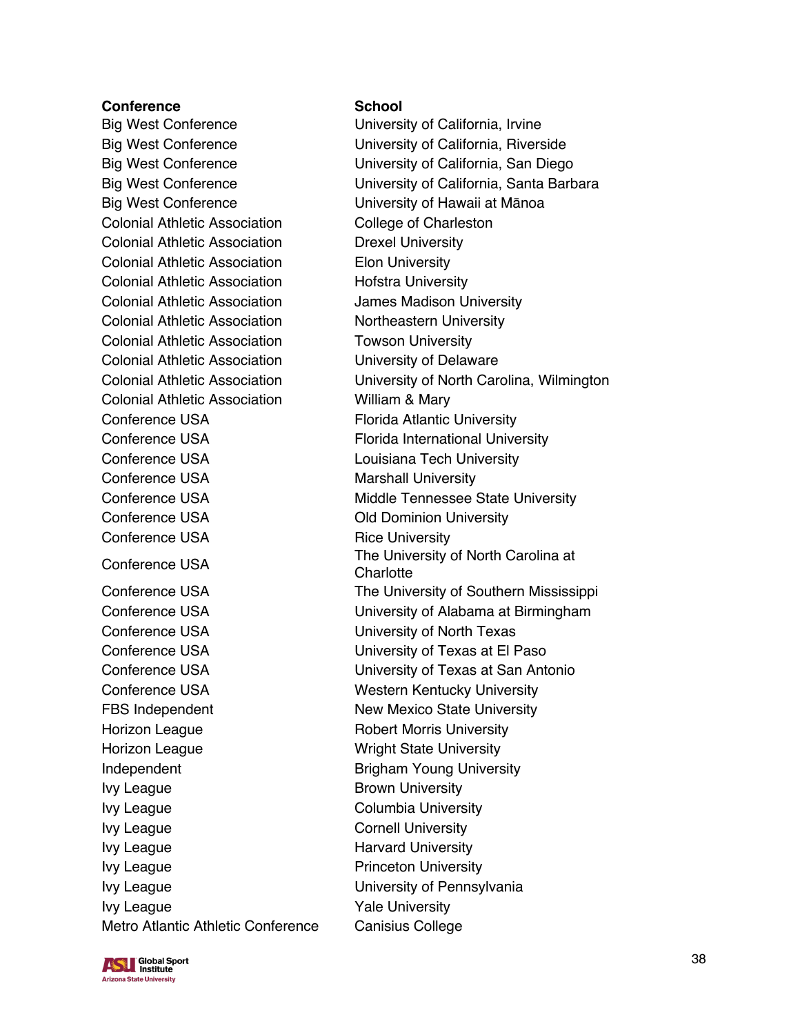| Conference | School |
| --- | --- |
| Big West Conference | University of California, Irvine |
| Big West Conference | University of California, Riverside |
| Big West Conference | University of California, San Diego |
| Big West Conference | University of California, Santa Barbara |
| Big West Conference | University of Hawaii at Mānoa |
| Colonial Athletic Association | College of Charleston |
| Colonial Athletic Association | Drexel University |
| Colonial Athletic Association | Elon University |
| Colonial Athletic Association | Hofstra University |
| Colonial Athletic Association | James Madison University |
| Colonial Athletic Association | Northeastern University |
| Colonial Athletic Association | Towson University |
| Colonial Athletic Association | University of Delaware |
| Colonial Athletic Association | University of North Carolina, Wilmington |
| Colonial Athletic Association | William & Mary |
| Conference USA | Florida Atlantic University |
| Conference USA | Florida International University |
| Conference USA | Louisiana Tech University |
| Conference USA | Marshall University |
| Conference USA | Middle Tennessee State University |
| Conference USA | Old Dominion University |
| Conference USA | Rice University |
| Conference USA | The University of North Carolina at Charlotte |
| Conference USA | The University of Southern Mississippi |
| Conference USA | University of Alabama at Birmingham |
| Conference USA | University of North Texas |
| Conference USA | University of Texas at El Paso |
| Conference USA | University of Texas at San Antonio |
| Conference USA | Western Kentucky University |
| FBS Independent | New Mexico State University |
| Horizon League | Robert Morris University |
| Horizon League | Wright State University |
| Independent | Brigham Young University |
| Ivy League | Brown University |
| Ivy League | Columbia University |
| Ivy League | Cornell University |
| Ivy League | Harvard University |
| Ivy League | Princeton University |
| Ivy League | University of Pennsylvania |
| Ivy League | Yale University |
| Metro Atlantic Athletic Conference | Canisius College |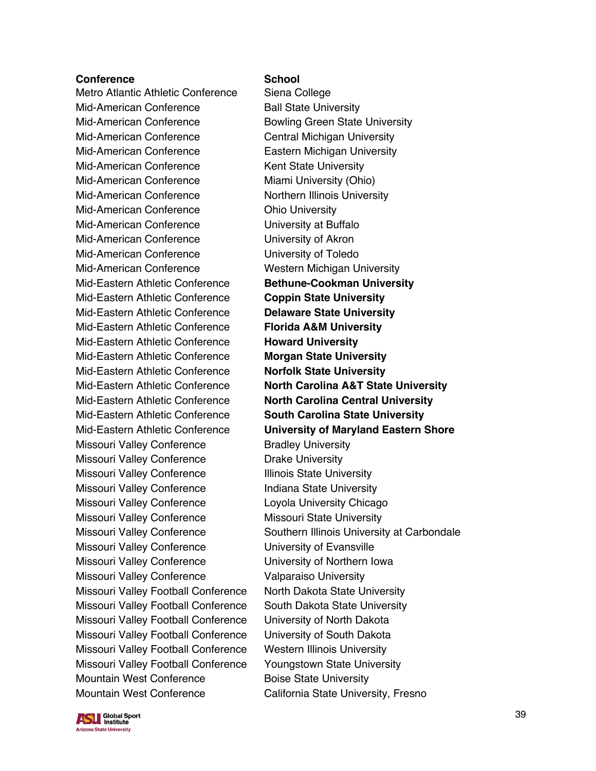| Conference | School |
|---|---|
| Metro Atlantic Athletic Conference | Siena College |
| Mid-American Conference | Ball State University |
| Mid-American Conference | Bowling Green State University |
| Mid-American Conference | Central Michigan University |
| Mid-American Conference | Eastern Michigan University |
| Mid-American Conference | Kent State University |
| Mid-American Conference | Miami University (Ohio) |
| Mid-American Conference | Northern Illinois University |
| Mid-American Conference | Ohio University |
| Mid-American Conference | University at Buffalo |
| Mid-American Conference | University of Akron |
| Mid-American Conference | University of Toledo |
| Mid-American Conference | Western Michigan University |
| Mid-Eastern Athletic Conference | **Bethune-Cookman University** |
| Mid-Eastern Athletic Conference | **Coppin State University** |
| Mid-Eastern Athletic Conference | **Delaware State University** |
| Mid-Eastern Athletic Conference | **Florida A&M University** |
| Mid-Eastern Athletic Conference | **Howard University** |
| Mid-Eastern Athletic Conference | **Morgan State University** |
| Mid-Eastern Athletic Conference | **Norfolk State University** |
| Mid-Eastern Athletic Conference | **North Carolina A&T State University** |
| Mid-Eastern Athletic Conference | **North Carolina Central University** |
| Mid-Eastern Athletic Conference | **South Carolina State University** |
| Mid-Eastern Athletic Conference | **University of Maryland Eastern Shore** |
| Missouri Valley Conference | Bradley University |
| Missouri Valley Conference | Drake University |
| Missouri Valley Conference | Illinois State University |
| Missouri Valley Conference | Indiana State University |
| Missouri Valley Conference | Loyola University Chicago |
| Missouri Valley Conference | Missouri State University |
| Missouri Valley Conference | Southern Illinois University at Carbondale |
| Missouri Valley Conference | University of Evansville |
| Missouri Valley Conference | University of Northern Iowa |
| Missouri Valley Conference | Valparaiso University |
| Missouri Valley Football Conference | North Dakota State University |
| Missouri Valley Football Conference | South Dakota State University |
| Missouri Valley Football Conference | University of North Dakota |
| Missouri Valley Football Conference | University of South Dakota |
| Missouri Valley Football Conference | Western Illinois University |
| Missouri Valley Football Conference | Youngstown State University |
| Mountain West Conference | Boise State University |
| Mountain West Conference | California State University, Fresno |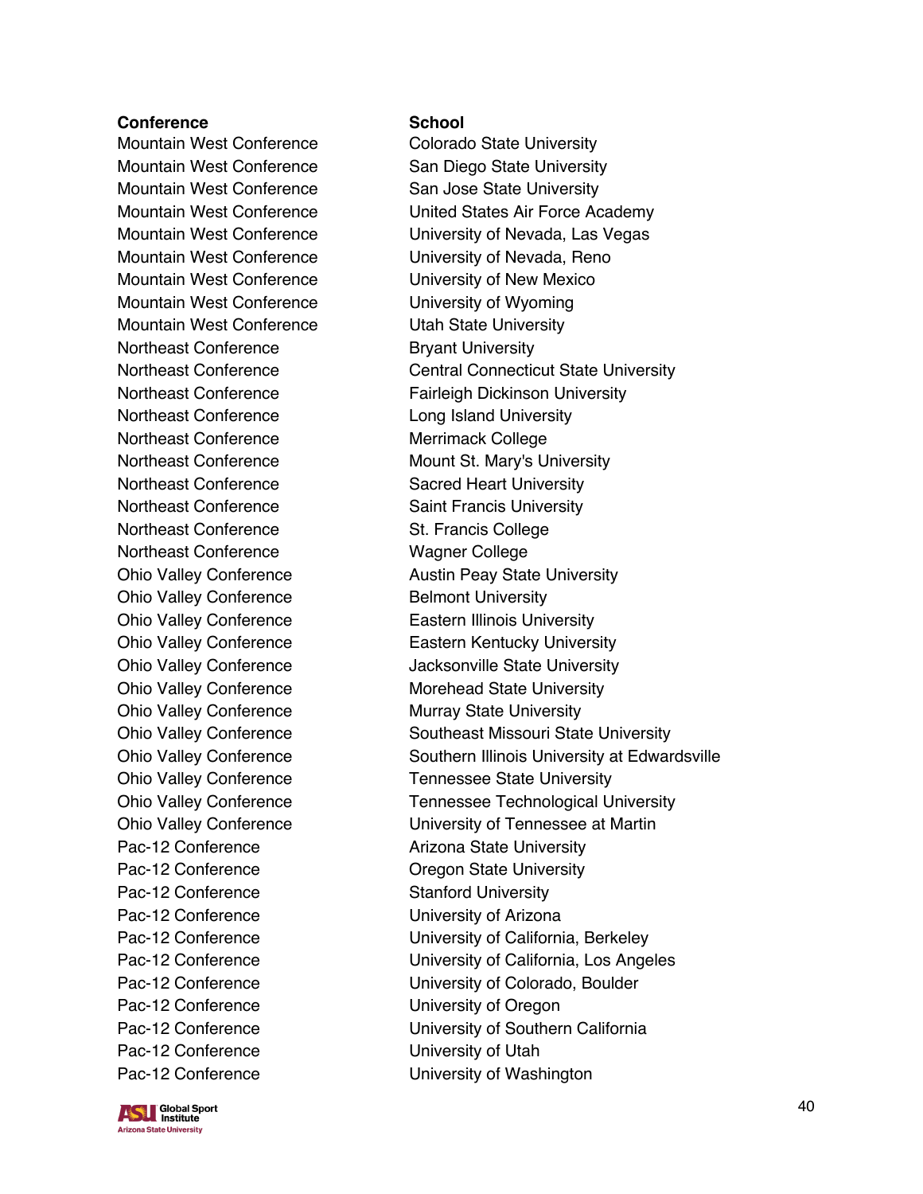| Conference | School |
| --- | --- |
| Mountain West Conference | Colorado State University |
| Mountain West Conference | San Diego State University |
| Mountain West Conference | San Jose State University |
| Mountain West Conference | United States Air Force Academy |
| Mountain West Conference | University of Nevada, Las Vegas |
| Mountain West Conference | University of Nevada, Reno |
| Mountain West Conference | University of New Mexico |
| Mountain West Conference | University of Wyoming |
| Mountain West Conference | Utah State University |
| Northeast Conference | Bryant University |
| Northeast Conference | Central Connecticut State University |
| Northeast Conference | Fairleigh Dickinson University |
| Northeast Conference | Long Island University |
| Northeast Conference | Merrimack College |
| Northeast Conference | Mount St. Mary's University |
| Northeast Conference | Sacred Heart University |
| Northeast Conference | Saint Francis University |
| Northeast Conference | St. Francis College |
| Northeast Conference | Wagner College |
| Ohio Valley Conference | Austin Peay State University |
| Ohio Valley Conference | Belmont University |
| Ohio Valley Conference | Eastern Illinois University |
| Ohio Valley Conference | Eastern Kentucky University |
| Ohio Valley Conference | Jacksonville State University |
| Ohio Valley Conference | Morehead State University |
| Ohio Valley Conference | Murray State University |
| Ohio Valley Conference | Southeast Missouri State University |
| Ohio Valley Conference | Southern Illinois University at Edwardsville |
| Ohio Valley Conference | Tennessee State University |
| Ohio Valley Conference | Tennessee Technological University |
| Ohio Valley Conference | University of Tennessee at Martin |
| Pac-12 Conference | Arizona State University |
| Pac-12 Conference | Oregon State University |
| Pac-12 Conference | Stanford University |
| Pac-12 Conference | University of Arizona |
| Pac-12 Conference | University of California, Berkeley |
| Pac-12 Conference | University of California, Los Angeles |
| Pac-12 Conference | University of Colorado, Boulder |
| Pac-12 Conference | University of Oregon |
| Pac-12 Conference | University of Southern California |
| Pac-12 Conference | University of Utah |
| Pac-12 Conference | University of Washington |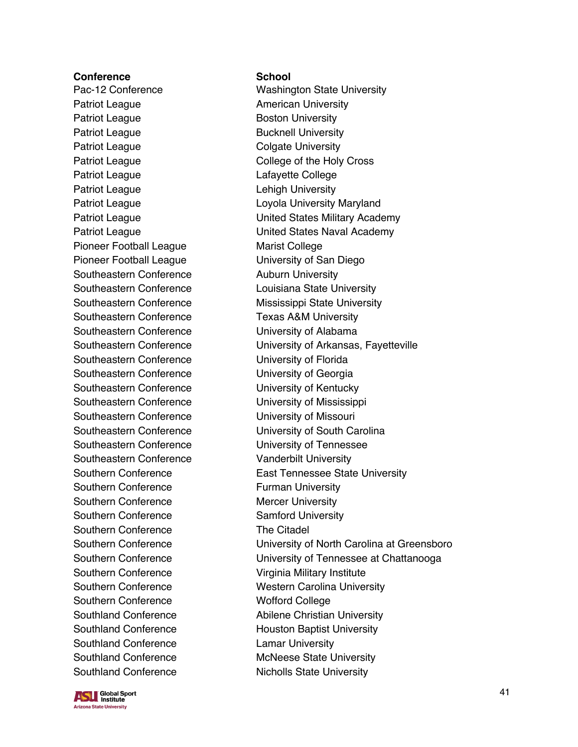| Conference | School |
|---|---|
| Pac-12 Conference | Washington State University |
| Patriot League | American University |
| Patriot League | Boston University |
| Patriot League | Bucknell University |
| Patriot League | Colgate University |
| Patriot League | College of the Holy Cross |
| Patriot League | Lafayette College |
| Patriot League | Lehigh University |
| Patriot League | Loyola University Maryland |
| Patriot League | United States Military Academy |
| Patriot League | United States Naval Academy |
| Pioneer Football League | Marist College |
| Pioneer Football League | University of San Diego |
| Southeastern Conference | Auburn University |
| Southeastern Conference | Louisiana State University |
| Southeastern Conference | Mississippi State University |
| Southeastern Conference | Texas A&M University |
| Southeastern Conference | University of Alabama |
| Southeastern Conference | University of Arkansas, Fayetteville |
| Southeastern Conference | University of Florida |
| Southeastern Conference | University of Georgia |
| Southeastern Conference | University of Kentucky |
| Southeastern Conference | University of Mississippi |
| Southeastern Conference | University of Missouri |
| Southeastern Conference | University of South Carolina |
| Southeastern Conference | University of Tennessee |
| Southeastern Conference | Vanderbilt University |
| Southern Conference | East Tennessee State University |
| Southern Conference | Furman University |
| Southern Conference | Mercer University |
| Southern Conference | Samford University |
| Southern Conference | The Citadel |
| Southern Conference | University of North Carolina at Greensboro |
| Southern Conference | University of Tennessee at Chattanooga |
| Southern Conference | Virginia Military Institute |
| Southern Conference | Western Carolina University |
| Southern Conference | Wofford College |
| Southland Conference | Abilene Christian University |
| Southland Conference | Houston Baptist University |
| Southland Conference | Lamar University |
| Southland Conference | McNeese State University |
| Southland Conference | Nicholls State University |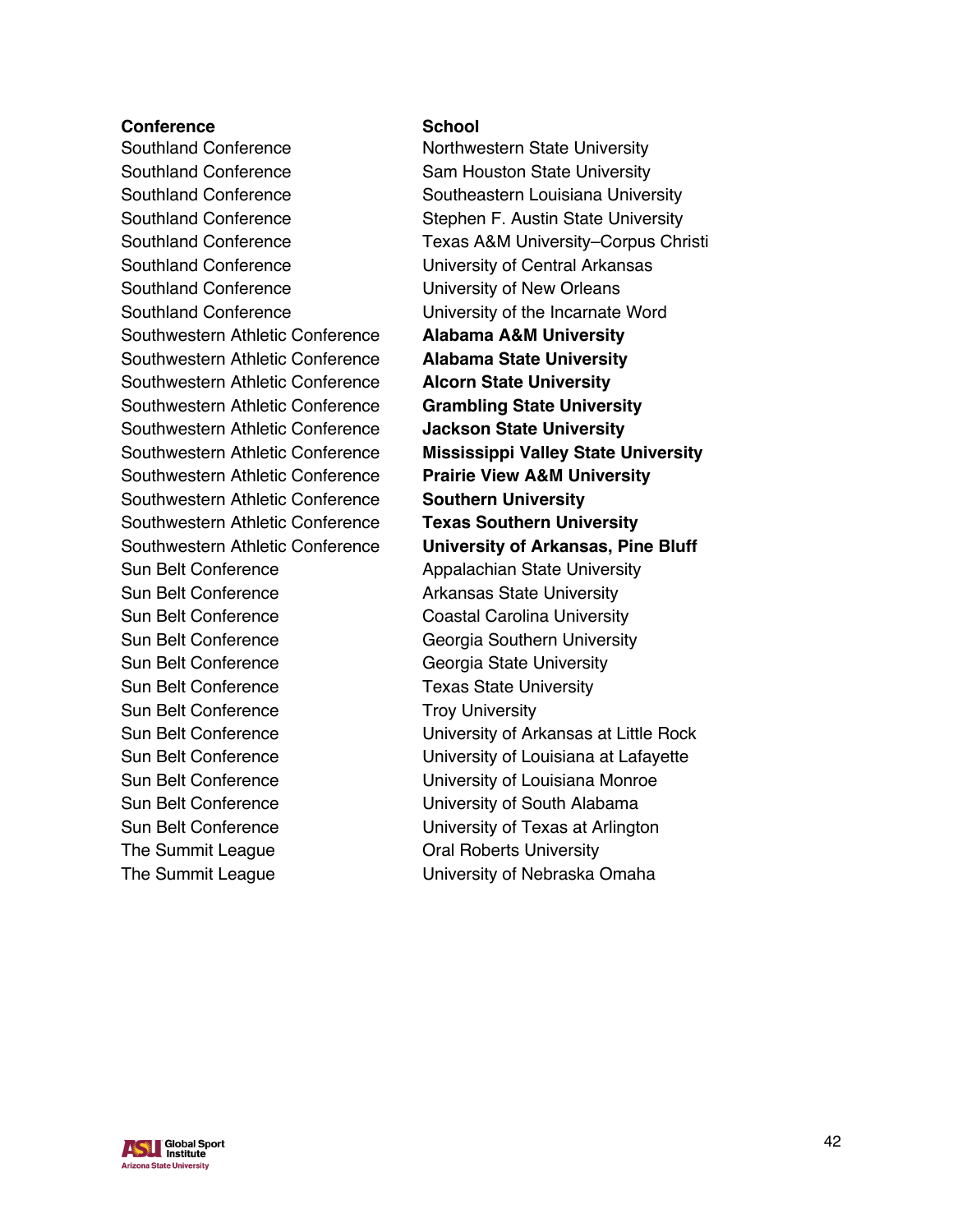| Conference | School |
| --- | --- |
| Southland Conference | Northwestern State University |
| Southland Conference | Sam Houston State University |
| Southland Conference | Southeastern Louisiana University |
| Southland Conference | Stephen F. Austin State University |
| Southland Conference | Texas A&M University–Corpus Christi |
| Southland Conference | University of Central Arkansas |
| Southland Conference | University of New Orleans |
| Southland Conference | University of the Incarnate Word |
| Southwestern Athletic Conference | **Alabama A&M University** |
| Southwestern Athletic Conference | **Alabama State University** |
| Southwestern Athletic Conference | **Alcorn State University** |
| Southwestern Athletic Conference | **Grambling State University** |
| Southwestern Athletic Conference | **Jackson State University** |
| Southwestern Athletic Conference | **Mississippi Valley State University** |
| Southwestern Athletic Conference | **Prairie View A&M University** |
| Southwestern Athletic Conference | **Southern University** |
| Southwestern Athletic Conference | **Texas Southern University** |
| Southwestern Athletic Conference | **University of Arkansas, Pine Bluff** |
| Sun Belt Conference | Appalachian State University |
| Sun Belt Conference | Arkansas State University |
| Sun Belt Conference | Coastal Carolina University |
| Sun Belt Conference | Georgia Southern University |
| Sun Belt Conference | Georgia State University |
| Sun Belt Conference | Texas State University |
| Sun Belt Conference | Troy University |
| Sun Belt Conference | University of Arkansas at Little Rock |
| Sun Belt Conference | University of Louisiana at Lafayette |
| Sun Belt Conference | University of Louisiana Monroe |
| Sun Belt Conference | University of South Alabama |
| Sun Belt Conference | University of Texas at Arlington |
| The Summit League | Oral Roberts University |
| The Summit League | University of Nebraska Omaha |